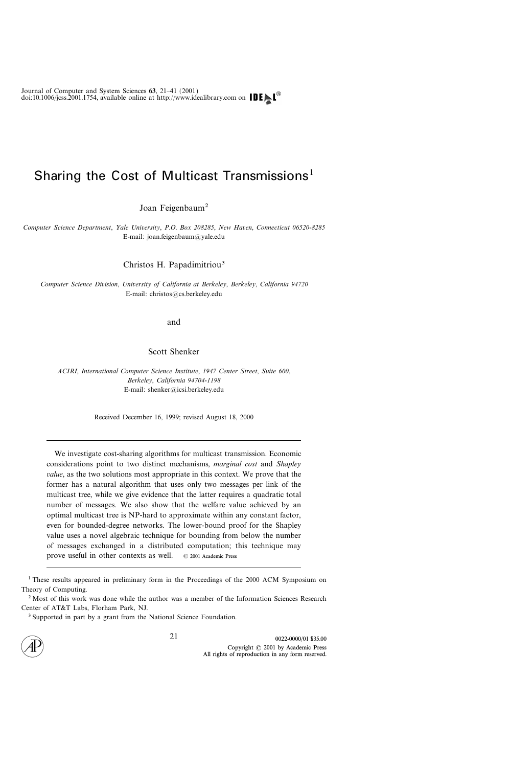# Sharing the Cost of Multicast Transmissions[1]

Joan Feigenbaum[2]

*Computer Science Department, Yale University, P.O. Box 208285, New Haven, Connecticut 06520-8285*
E-mail: joan.feigenbaum@yale.edu

Christos H. Papadimitriou[3]

*Computer Science Division, University of California at Berkeley, Berkeley, California 94720*
E-mail: christos@cs.berkeley.edu

and

Scott Shenker

*ACIRI, International Computer Science Institute, 1947 Center Street, Suite 600, Berkeley, California 94704-1198*
E-mail: shenker@icsi.berkeley.edu

Received December 16, 1999; revised August 18, 2000

We investigate cost-sharing algorithms for multicast transmission. Economic considerations point to two distinct mechanisms, *marginal cost* and *Shapley value*, as the two solutions most appropriate in this context. We prove that the former has a natural algorithm that uses only two messages per link of the multicast tree, while we give evidence that the latter requires a quadratic total number of messages. We also show that the welfare value achieved by an optimal multicast tree is NP-hard to approximate within any constant factor, even for bounded-degree networks. The lower-bound proof for the Shapley value uses a novel algebraic technique for bounding from below the number of messages exchanged in a distributed computation; this technique may prove useful in other contexts as well. © 2001 Academic Press

[1] These results appeared in preliminary form in the Proceedings of the 2000 ACM Symposium on Theory of Computing.

[2] Most of this work was done while the author was a member of the Information Sciences Research Center of AT&T Labs, Florham Park, NJ.

[3] Supported in part by a grant from the National Science Foundation.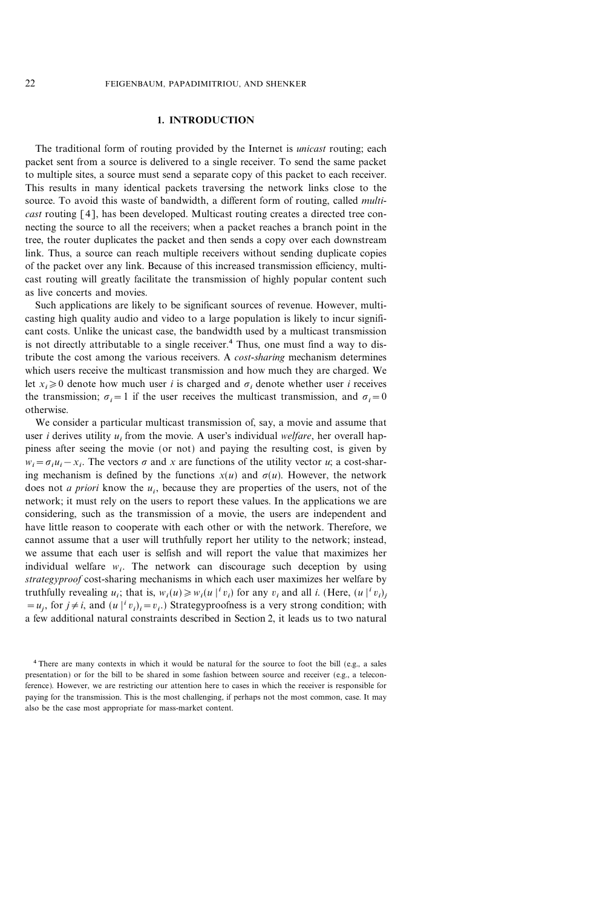## 1. INTRODUCTION

The traditional form of routing provided by the Internet is *unicast* routing; each packet sent from a source is delivered to a single receiver. To send the same packet to multiple sites, a source must send a separate copy of this packet to each receiver. This results in many identical packets traversing the network links close to the source. To avoid this waste of bandwidth, a different form of routing, called *multicast* routing [4], has been developed. Multicast routing creates a directed tree connecting the source to all the receivers; when a packet reaches a branch point in the tree, the router duplicates the packet and then sends a copy over each downstream link. Thus, a source can reach multiple receivers without sending duplicate copies of the packet over any link. Because of this increased transmission efficiency, multicast routing will greatly facilitate the transmission of highly popular content such as live concerts and movies.

Such applications are likely to be significant sources of revenue. However, multicasting high quality audio and video to a large population is likely to incur significant costs. Unlike the unicast case, the bandwidth used by a multicast transmission is not directly attributable to a single receiver.[4] Thus, one must find a way to distribute the cost among the various receivers. A *cost-sharing* mechanism determines which users receive the multicast transmission and how much they are charged. We let $x_i \geqslant 0$ denote how much user $i$ is charged and $\sigma_i$ denote whether user $i$ receives the transmission; $\sigma_i = 1$ if the user receives the multicast transmission, and $\sigma_i = 0$ otherwise.

We consider a particular multicast transmission of, say, a movie and assume that user $i$ derives utility $u_i$ from the movie. A user's individual *welfare*, her overall happiness after seeing the movie (or not) and paying the resulting cost, is given by $w_i = \sigma_i u_i - x_i$. The vectors $\sigma$ and $x$ are functions of the utility vector $u$; a cost-sharing mechanism is defined by the functions $x(u)$ and $\sigma(u)$. However, the network does not *a priori* know the $u_i$, because they are properties of the users, not of the network; it must rely on the users to report these values. In the applications we are considering, such as the transmission of a movie, the users are independent and have little reason to cooperate with each other or with the network. Therefore, we cannot assume that a user will truthfully report her utility to the network; instead, we assume that each user is selfish and will report the value that maximizes her individual welfare $w_i$. The network can discourage such deception by using *strategyproof* cost-sharing mechanisms in which each user maximizes her welfare by truthfully revealing $u_i$; that is, $w_i(u) \geqslant w_i(u \,|^i\, v_i)$ for any $v_i$ and all $i$. (Here, $(u \,|^i\, v_i)_j = u_j$, for $j \neq i$, and $(u \,|^i\, v_i)_i = v_i$.) Strategyproofness is a very strong condition; with a few additional natural constraints described in Section 2, it leads us to two natural

[4] There are many contexts in which it would be natural for the source to foot the bill (e.g., a sales presentation) or for the bill to be shared in some fashion between source and receiver (e.g., a teleconference). However, we are restricting our attention here to cases in which the receiver is responsible for paying for the transmission. This is the most challenging, if perhaps not the most common, case. It may also be the case most appropriate for mass-market content.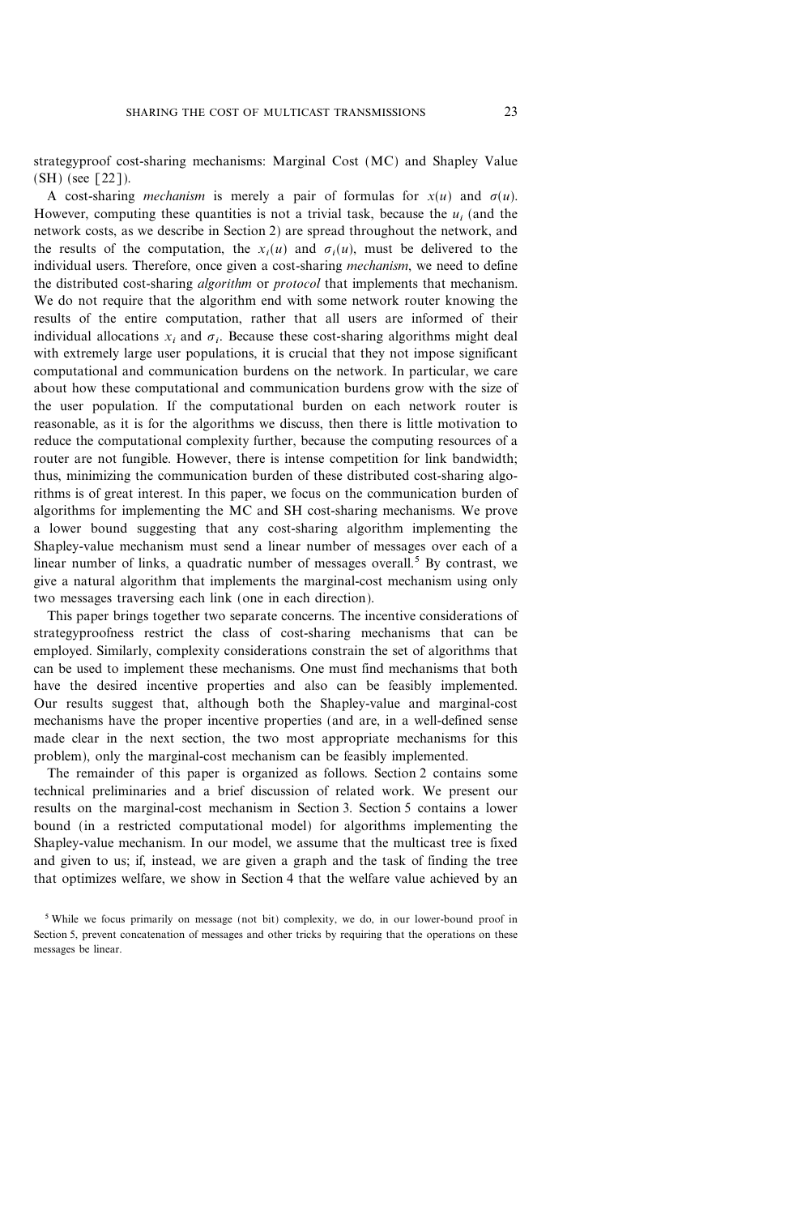strategyproof cost-sharing mechanisms: Marginal Cost (MC) and Shapley Value (SH) (see [22]).

A cost-sharing *mechanism* is merely a pair of formulas for $x(u)$ and $\sigma(u)$. However, computing these quantities is not a trivial task, because the $u_i$ (and the network costs, as we describe in Section 2) are spread throughout the network, and the results of the computation, the $x_i(u)$ and $\sigma_i(u)$, must be delivered to the individual users. Therefore, once given a cost-sharing *mechanism*, we need to define the distributed cost-sharing *algorithm* or *protocol* that implements that mechanism. We do not require that the algorithm end with some network router knowing the results of the entire computation, rather that all users are informed of their individual allocations $x_i$ and $\sigma_i$. Because these cost-sharing algorithms might deal with extremely large user populations, it is crucial that they not impose significant computational and communication burdens on the network. In particular, we care about how these computational and communication burdens grow with the size of the user population. If the computational burden on each network router is reasonable, as it is for the algorithms we discuss, then there is little motivation to reduce the computational complexity further, because the computing resources of a router are not fungible. However, there is intense competition for link bandwidth; thus, minimizing the communication burden of these distributed cost-sharing algorithms is of great interest. In this paper, we focus on the communication burden of algorithms for implementing the MC and SH cost-sharing mechanisms. We prove a lower bound suggesting that any cost-sharing algorithm implementing the Shapley-value mechanism must send a linear number of messages over each of a linear number of links, a quadratic number of messages overall.[5] By contrast, we give a natural algorithm that implements the marginal-cost mechanism using only two messages traversing each link (one in each direction).

This paper brings together two separate concerns. The incentive considerations of strategyproofness restrict the class of cost-sharing mechanisms that can be employed. Similarly, complexity considerations constrain the set of algorithms that can be used to implement these mechanisms. One must find mechanisms that both have the desired incentive properties and also can be feasibly implemented. Our results suggest that, although both the Shapley-value and marginal-cost mechanisms have the proper incentive properties (and are, in a well-defined sense made clear in the next section, the two most appropriate mechanisms for this problem), only the marginal-cost mechanism can be feasibly implemented.

The remainder of this paper is organized as follows. Section 2 contains some technical preliminaries and a brief discussion of related work. We present our results on the marginal-cost mechanism in Section 3. Section 5 contains a lower bound (in a restricted computational model) for algorithms implementing the Shapley-value mechanism. In our model, we assume that the multicast tree is fixed and given to us; if, instead, we are given a graph and the task of finding the tree that optimizes welfare, we show in Section 4 that the welfare value achieved by an

[5] While we focus primarily on message (not bit) complexity, we do, in our lower-bound proof in Section 5, prevent concatenation of messages and other tricks by requiring that the operations on these messages be linear.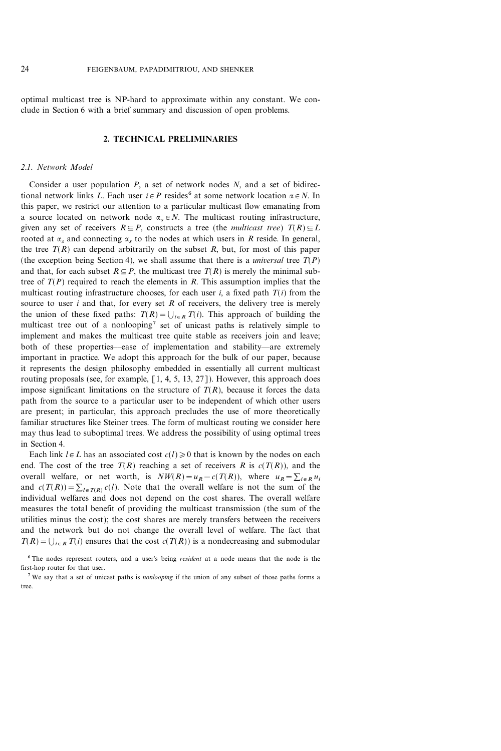optimal multicast tree is NP-hard to approximate within any constant. We conclude in Section 6 with a brief summary and discussion of open problems.

## 2. TECHNICAL PRELIMINARIES

### 2.1. Network Model

Consider a user population $P$, a set of network nodes $N$, and a set of bidirectional network links $L$. Each user $i \in P$ resides[6] at some network location $\alpha \in N$. In this paper, we restrict our attention to a particular multicast flow emanating from a source located on network node $\alpha_s \in N$. The multicast routing infrastructure, given any set of receivers $R \subseteq P$, constructs a tree (the *multicast tree*) $T(R) \subseteq L$ rooted at $\alpha_s$ and connecting $\alpha_s$ to the nodes at which users in $R$ reside. In general, the tree $T(R)$ can depend arbitrarily on the subset $R$, but, for most of this paper (the exception being Section 4), we shall assume that there is a *universal* tree $T(P)$ and that, for each subset $R \subseteq P$, the multicast tree $T(R)$ is merely the minimal subtree of $T(P)$ required to reach the elements in $R$. This assumption implies that the multicast routing infrastructure chooses, for each user $i$, a fixed path $T(i)$ from the source to user $i$ and that, for every set $R$ of receivers, the delivery tree is merely the union of these fixed paths: $T(R) = \bigcup_{i \in R} T(i)$. This approach of building the multicast tree out of a nonlooping[7] set of unicast paths is relatively simple to implement and makes the multicast tree quite stable as receivers join and leave; both of these properties—ease of implementation and stability—are extremely important in practice. We adopt this approach for the bulk of our paper, because it represents the design philosophy embedded in essentially all current multicast routing proposals (see, for example, [1, 4, 5, 13, 27]). However, this approach does impose significant limitations on the structure of $T(R)$, because it forces the data path from the source to a particular user to be independent of which other users are present; in particular, this approach precludes the use of more theoretically familiar structures like Steiner trees. The form of multicast routing we consider here may thus lead to suboptimal trees. We address the possibility of using optimal trees in Section 4.

Each link $l \in L$ has an associated cost $c(l) \geqslant 0$ that is known by the nodes on each end. The cost of the tree $T(R)$ reaching a set of receivers $R$ is $c(T(R))$, and the overall welfare, or net worth, is $NW(R) = u_R - c(T(R))$, where $u_R = \sum_{i \in R} u_i$ and $c(T(R)) = \sum_{l \in T(R)} c(l)$. Note that the overall welfare is not the sum of the individual welfares and does not depend on the cost shares. The overall welfare measures the total benefit of providing the multicast transmission (the sum of the utilities minus the cost); the cost shares are merely transfers between the receivers and the network but do not change the overall level of welfare. The fact that $T(R) = \bigcup_{i \in R} T(i)$ ensures that the cost $c(T(R))$ is a nondecreasing and submodular

[6] The nodes represent routers, and a user's being *resident* at a node means that the node is the first-hop router for that user.

[7] We say that a set of unicast paths is *nonlooping* if the union of any subset of those paths forms a tree.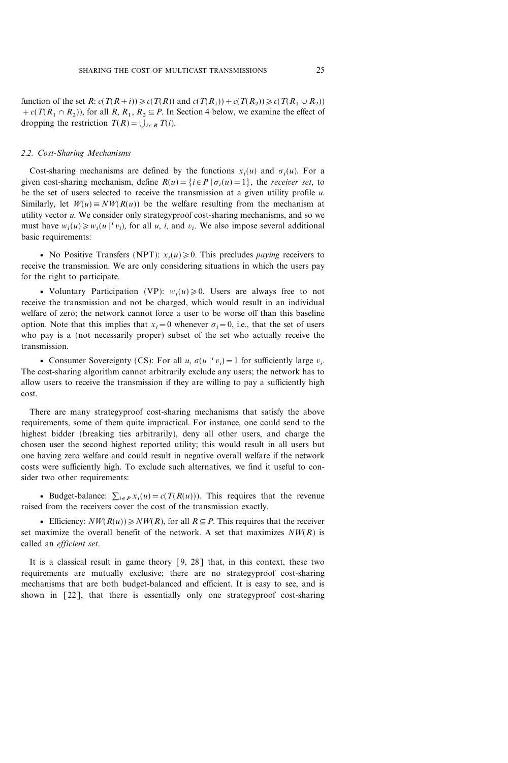function of the set $R$: $c(T(R+i)) \geqslant c(T(R))$ and $c(T(R_1)) + c(T(R_2)) \geqslant c(T(R_1 \cup R_2)) + c(T(R_1 \cap R_2))$, for all $R, R_1, R_2 \subseteq P$. In Section 4 below, we examine the effect of dropping the restriction $T(R) = \bigcup_{i \in R} T(i)$.

### 2.2. Cost-Sharing Mechanisms

Cost-sharing mechanisms are defined by the functions $x_i(u)$ and $\sigma_i(u)$. For a given cost-sharing mechanism, define $R(u) = \{i \in P \mid \sigma_i(u) = 1\}$, the *receiver set*, to be the set of users selected to receive the transmission at a given utility profile $u$. Similarly, let $W(u) \equiv NW(R(u))$ be the welfare resulting from the mechanism at utility vector $u$. We consider only strategyproof cost-sharing mechanisms, and so we must have $w_i(u) \geqslant w_i(u \mid^i v_i)$, for all $u$, $i$, and $v_i$. We also impose several additional basic requirements:

- No Positive Transfers (NPT): $x_i(u) \geqslant 0$. This precludes *paying* receivers to receive the transmission. We are only considering situations in which the users pay for the right to participate.

- Voluntary Participation (VP): $w_i(u) \geqslant 0$. Users are always free to not receive the transmission and not be charged, which would result in an individual welfare of zero; the network cannot force a user to be worse off than this baseline option. Note that this implies that $x_i = 0$ whenever $\sigma_i = 0$, i.e., that the set of users who pay is a (not necessarily proper) subset of the set who actually receive the transmission.

- Consumer Sovereignty (CS): For all $u$, $\sigma(u \mid^i v_i) = 1$ for sufficiently large $v_i$. The cost-sharing algorithm cannot arbitrarily exclude any users; the network has to allow users to receive the transmission if they are willing to pay a sufficiently high cost.

There are many strategyproof cost-sharing mechanisms that satisfy the above requirements, some of them quite impractical. For instance, one could send to the highest bidder (breaking ties arbitrarily), deny all other users, and charge the chosen user the second highest reported utility; this would result in all users but one having zero welfare and could result in negative overall welfare if the network costs were sufficiently high. To exclude such alternatives, we find it useful to consider two other requirements:

- Budget-balance: $\sum_{i \in P} x_i(u) = c(T(R(u)))$. This requires that the revenue raised from the receivers cover the cost of the transmission exactly.

- Efficiency: $NW(R(u)) \geqslant NW(R)$, for all $R \subseteq P$. This requires that the receiver set maximize the overall benefit of the network. A set that maximizes $NW(R)$ is called an *efficient set*.

It is a classical result in game theory [9, 28] that, in this context, these two requirements are mutually exclusive; there are no strategyproof cost-sharing mechanisms that are both budget-balanced and efficient. It is easy to see, and is shown in [22], that there is essentially only one strategyproof cost-sharing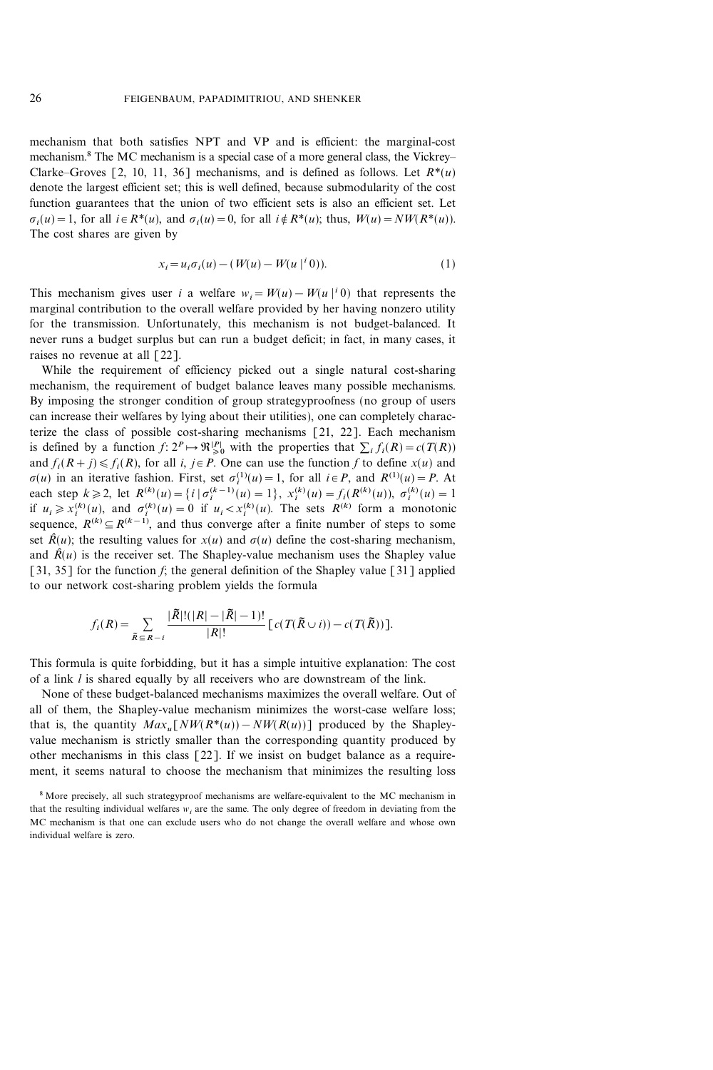mechanism that both satisfies NPT and VP and is efficient: the marginal-cost mechanism.[8] The MC mechanism is a special case of a more general class, the Vickrey–Clarke–Groves [2, 10, 11, 36] mechanisms, and is defined as follows. Let $R^*(u)$ denote the largest efficient set; this is well defined, because submodularity of the cost function guarantees that the union of two efficient sets is also an efficient set. Let $\sigma_i(u) = 1$, for all $i \in R^*(u)$, and $\sigma_i(u) = 0$, for all $i \notin R^*(u)$; thus, $W(u) = NW(R^*(u))$. The cost shares are given by

$$x_i = u_i \sigma_i(u) - (W(u) - W(u\,|^i\,0)). \tag{1}$$

This mechanism gives user $i$ a welfare $w_i = W(u) - W(u\,|^i\,0)$ that represents the marginal contribution to the overall welfare provided by her having nonzero utility for the transmission. Unfortunately, this mechanism is not budget-balanced. It never runs a budget surplus but can run a budget deficit; in fact, in many cases, it raises no revenue at all [22].

While the requirement of efficiency picked out a single natural cost-sharing mechanism, the requirement of budget balance leaves many possible mechanisms. By imposing the stronger condition of group strategyproofness (no group of users can increase their welfares by lying about their utilities), one can completely characterize the class of possible cost-sharing mechanisms [21, 22]. Each mechanism is defined by a function $f \colon 2^P \mapsto \Re_{\geqslant 0}^{|P|}$ with the properties that $\sum_i f_i(R) = c(T(R))$ and $f_i(R + j) \leqslant f_i(R)$, for all $i, j \in P$. One can use the function $f$ to define $x(u)$ and $\sigma(u)$ in an iterative fashion. First, set $\sigma_i^{(1)}(u) = 1$, for all $i \in P$, and $R^{(1)}(u) = P$. At each step $k \geqslant 2$, let $R^{(k)}(u) = \{i \mid \sigma_i^{(k-1)}(u) = 1\}$, $x_i^{(k)}(u) = f_i(R^{(k)}(u))$, $\sigma_i^{(k)}(u) = 1$ if $u_i \geqslant x_i^{(k)}(u)$, and $\sigma_i^{(k)}(u) = 0$ if $u_i < x_i^{(k)}(u)$. The sets $R^{(k)}$ form a monotonic sequence, $R^{(k)} \subseteq R^{(k-1)}$, and thus converge after a finite number of steps to some set $\hat{R}(u)$; the resulting values for $x(u)$ and $\sigma(u)$ define the cost-sharing mechanism, and $\hat{R}(u)$ is the receiver set. The Shapley-value mechanism uses the Shapley value [31, 35] for the function $f$; the general definition of the Shapley value [31] applied to our network cost-sharing problem yields the formula

$$f_i(R) = \sum_{\tilde{R} \subseteq R - i} \frac{|\tilde{R}|!(|R| - |\tilde{R}| - 1)!}{|R|!} [c(T(\tilde{R} \cup i)) - c(T(\tilde{R}))].$$

This formula is quite forbidding, but it has a simple intuitive explanation: The cost of a link $l$ is shared equally by all receivers who are downstream of the link.

None of these budget-balanced mechanisms maximizes the overall welfare. Out of all of them, the Shapley-value mechanism minimizes the worst-case welfare loss; that is, the quantity $Max_u[NW(R^*(u)) - NW(R(u))]$ produced by the Shapley-value mechanism is strictly smaller than the corresponding quantity produced by other mechanisms in this class [22]. If we insist on budget balance as a requirement, it seems natural to choose the mechanism that minimizes the resulting loss

[8] More precisely, all such strategyproof mechanisms are welfare-equivalent to the MC mechanism in that the resulting individual welfares $w_i$ are the same. The only degree of freedom in deviating from the MC mechanism is that one can exclude users who do not change the overall welfare and whose own individual welfare is zero.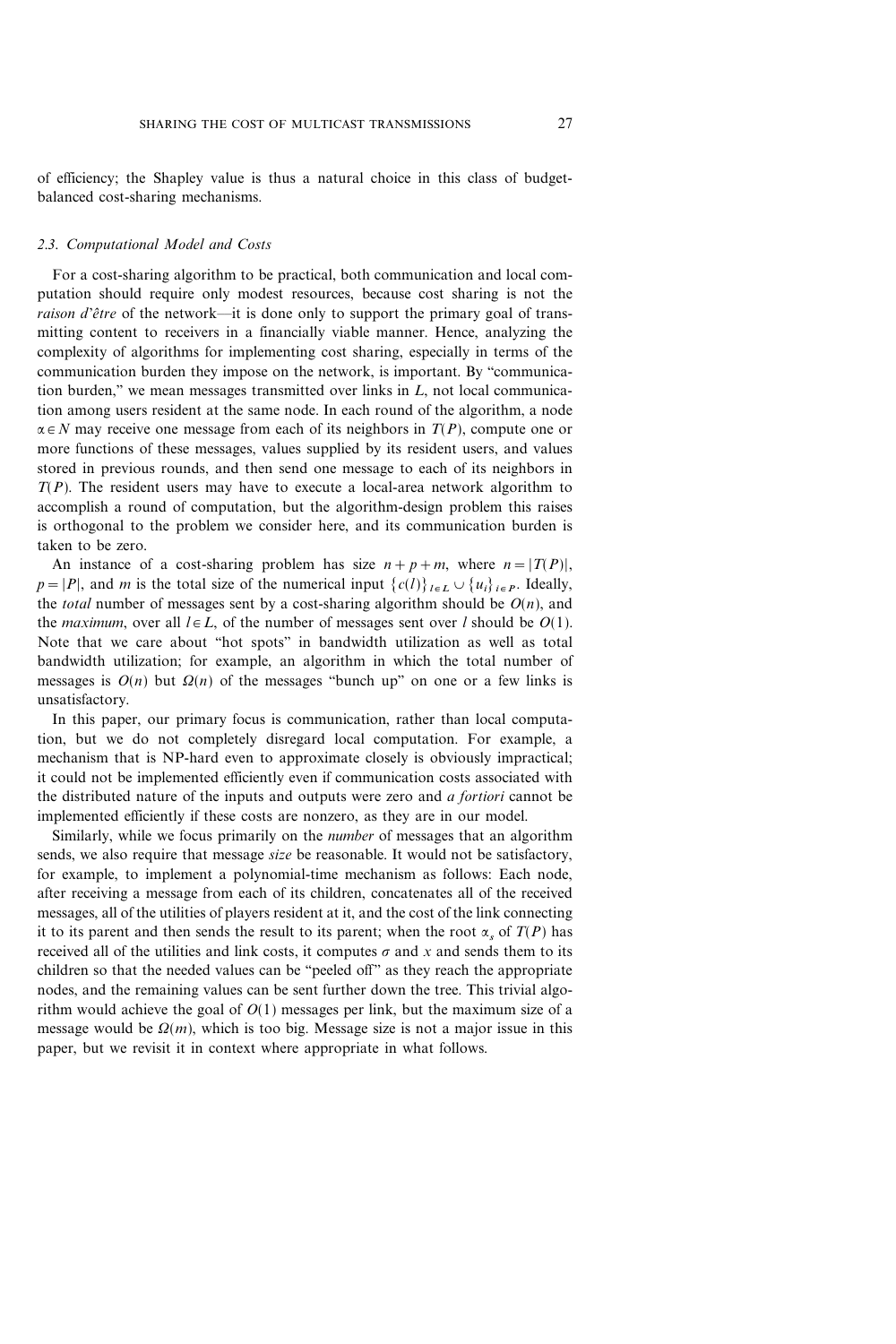of efficiency; the Shapley value is thus a natural choice in this class of budget-balanced cost-sharing mechanisms.

### 2.3. Computational Model and Costs

For a cost-sharing algorithm to be practical, both communication and local computation should require only modest resources, because cost sharing is not the *raison d'être* of the network—it is done only to support the primary goal of transmitting content to receivers in a financially viable manner. Hence, analyzing the complexity of algorithms for implementing cost sharing, especially in terms of the communication burden they impose on the network, is important. By "communication burden," we mean messages transmitted over links in $L$, not local communication among users resident at the same node. In each round of the algorithm, a node $\alpha \in N$ may receive one message from each of its neighbors in $T(P)$, compute one or more functions of these messages, values supplied by its resident users, and values stored in previous rounds, and then send one message to each of its neighbors in $T(P)$. The resident users may have to execute a local-area network algorithm to accomplish a round of computation, but the algorithm-design problem this raises is orthogonal to the problem we consider here, and its communication burden is taken to be zero.

An instance of a cost-sharing problem has size $n + p + m$, where $n = |T(P)|$, $p = |P|$, and $m$ is the total size of the numerical input $\{c(l)\}_{l \in L} \cup \{u_i\}_{i \in P}$. Ideally, the *total* number of messages sent by a cost-sharing algorithm should be $O(n)$, and the *maximum*, over all $l \in L$, of the number of messages sent over $l$ should be $O(1)$. Note that we care about "hot spots" in bandwidth utilization as well as total bandwidth utilization; for example, an algorithm in which the total number of messages is $O(n)$ but $\Omega(n)$ of the messages "bunch up" on one or a few links is unsatisfactory.

In this paper, our primary focus is communication, rather than local computation, but we do not completely disregard local computation. For example, a mechanism that is NP-hard even to approximate closely is obviously impractical; it could not be implemented efficiently even if communication costs associated with the distributed nature of the inputs and outputs were zero and *a fortiori* cannot be implemented efficiently if these costs are nonzero, as they are in our model.

Similarly, while we focus primarily on the *number* of messages that an algorithm sends, we also require that message *size* be reasonable. It would not be satisfactory, for example, to implement a polynomial-time mechanism as follows: Each node, after receiving a message from each of its children, concatenates all of the received messages, all of the utilities of players resident at it, and the cost of the link connecting it to its parent and then sends the result to its parent; when the root $\alpha_s$ of $T(P)$ has received all of the utilities and link costs, it computes $\sigma$ and $x$ and sends them to its children so that the needed values can be "peeled off" as they reach the appropriate nodes, and the remaining values can be sent further down the tree. This trivial algorithm would achieve the goal of $O(1)$ messages per link, but the maximum size of a message would be $\Omega(m)$, which is too big. Message size is not a major issue in this paper, but we revisit it in context where appropriate in what follows.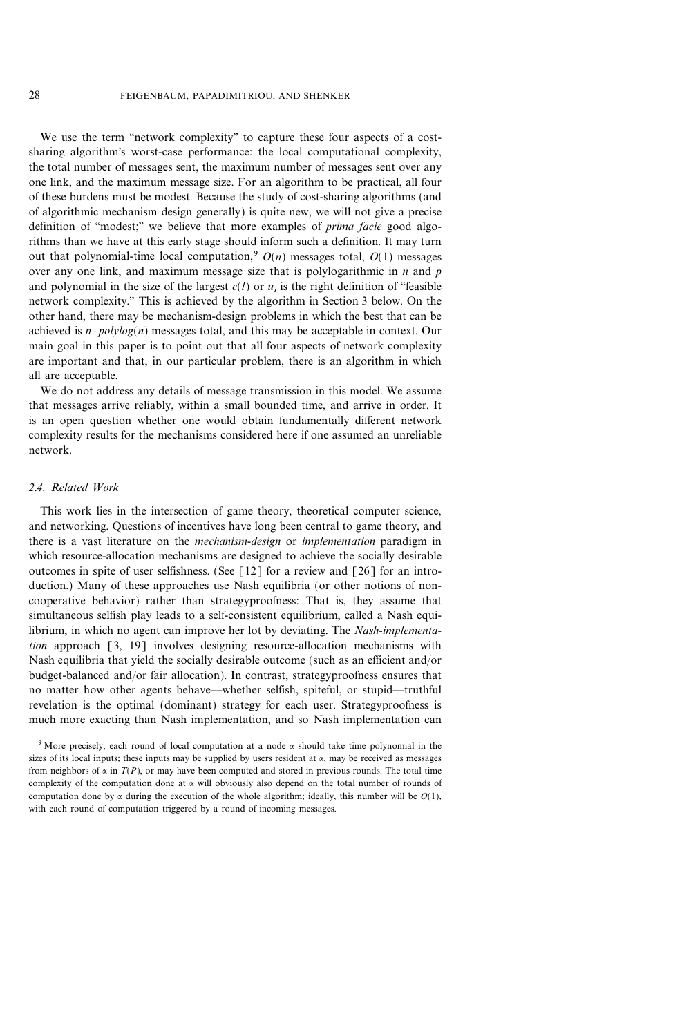We use the term "network complexity" to capture these four aspects of a cost-sharing algorithm's worst-case performance: the local computational complexity, the total number of messages sent, the maximum number of messages sent over any one link, and the maximum message size. For an algorithm to be practical, all four of these burdens must be modest. Because the study of cost-sharing algorithms (and of algorithmic mechanism design generally) is quite new, we will not give a precise definition of "modest;" we believe that more examples of *prima facie* good algorithms than we have at this early stage should inform such a definition. It may turn out that polynomial-time local computation,[9] $O(n)$ messages total, $O(1)$ messages over any one link, and maximum message size that is polylogarithmic in $n$ and $p$ and polynomial in the size of the largest $c(l)$ or $u_i$ is the right definition of "feasible network complexity." This is achieved by the algorithm in Section 3 below. On the other hand, there may be mechanism-design problems in which the best that can be achieved is $n \cdot polylog(n)$ messages total, and this may be acceptable in context. Our main goal in this paper is to point out that all four aspects of network complexity are important and that, in our particular problem, there is an algorithm in which all are acceptable.

We do not address any details of message transmission in this model. We assume that messages arrive reliably, within a small bounded time, and arrive in order. It is an open question whether one would obtain fundamentally different network complexity results for the mechanisms considered here if one assumed an unreliable network.

### 2.4. Related Work

This work lies in the intersection of game theory, theoretical computer science, and networking. Questions of incentives have long been central to game theory, and there is a vast literature on the *mechanism-design* or *implementation* paradigm in which resource-allocation mechanisms are designed to achieve the socially desirable outcomes in spite of user selfishness. (See [12] for a review and [26] for an introduction.) Many of these approaches use Nash equilibria (or other notions of noncooperative behavior) rather than strategyproofness: That is, they assume that simultaneous selfish play leads to a self-consistent equilibrium, called a Nash equilibrium, in which no agent can improve her lot by deviating. The *Nash-implementation* approach [3, 19] involves designing resource-allocation mechanisms with Nash equilibria that yield the socially desirable outcome (such as an efficient and/or budget-balanced and/or fair allocation). In contrast, strategyproofness ensures that no matter how other agents behave—whether selfish, spiteful, or stupid—truthful revelation is the optimal (dominant) strategy for each user. Strategyproofness is much more exacting than Nash implementation, and so Nash implementation can

[9] More precisely, each round of local computation at a node $\alpha$ should take time polynomial in the sizes of its local inputs; these inputs may be supplied by users resident at $\alpha$, may be received as messages from neighbors of $\alpha$ in $T(P)$, or may have been computed and stored in previous rounds. The total time complexity of the computation done at $\alpha$ will obviously also depend on the total number of rounds of computation done by $\alpha$ during the execution of the whole algorithm; ideally, this number will be $O(1)$, with each round of computation triggered by a round of incoming messages.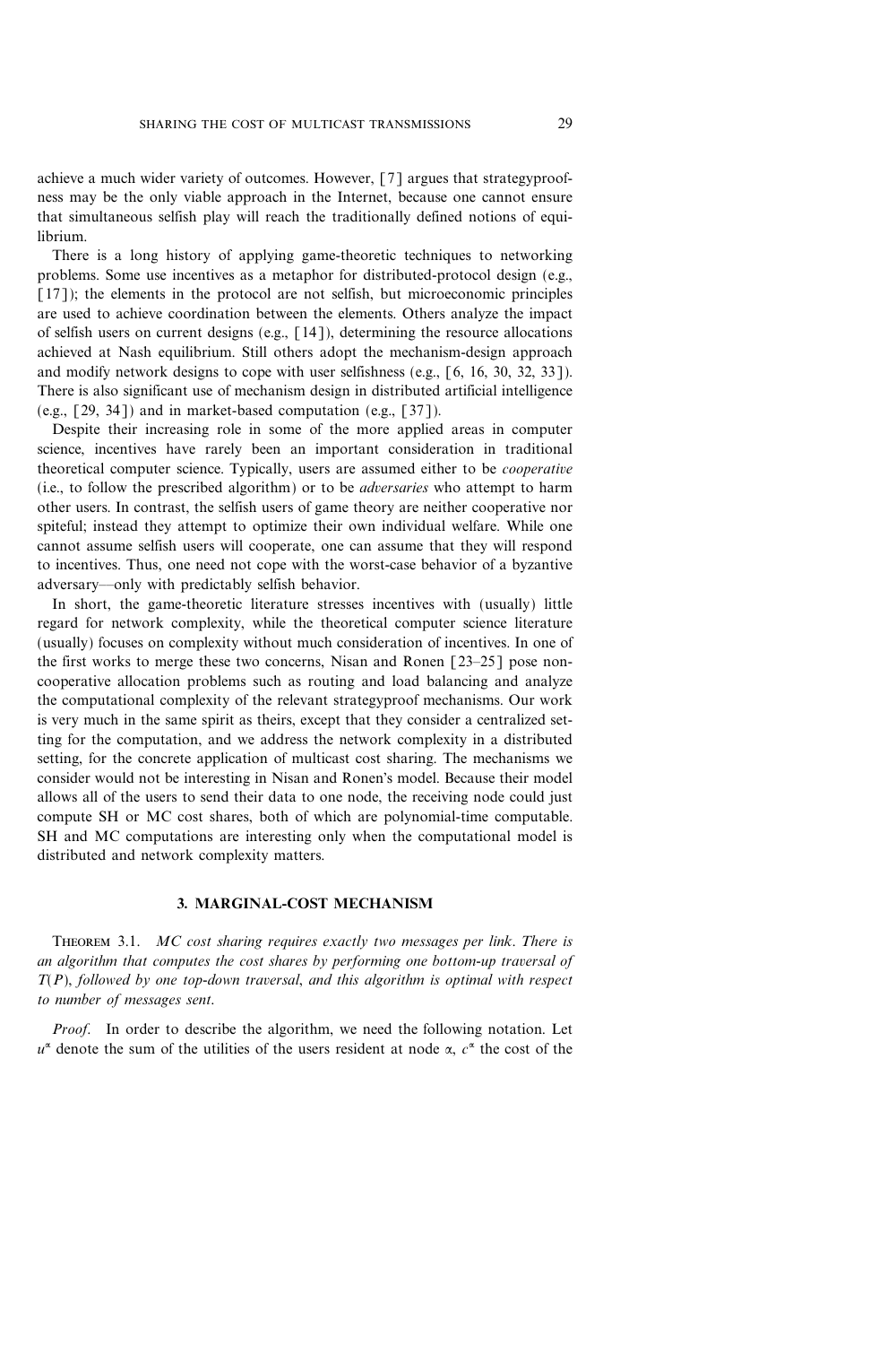achieve a much wider variety of outcomes. However, [7] argues that strategyproofness may be the only viable approach in the Internet, because one cannot ensure that simultaneous selfish play will reach the traditionally defined notions of equilibrium.

There is a long history of applying game-theoretic techniques to networking problems. Some use incentives as a metaphor for distributed-protocol design (e.g., [17]); the elements in the protocol are not selfish, but microeconomic principles are used to achieve coordination between the elements. Others analyze the impact of selfish users on current designs (e.g., [14]), determining the resource allocations achieved at Nash equilibrium. Still others adopt the mechanism-design approach and modify network designs to cope with user selfishness (e.g., [6, 16, 30, 32, 33]). There is also significant use of mechanism design in distributed artificial intelligence (e.g., [29, 34]) and in market-based computation (e.g., [37]).

Despite their increasing role in some of the more applied areas in computer science, incentives have rarely been an important consideration in traditional theoretical computer science. Typically, users are assumed either to be *cooperative* (i.e., to follow the prescribed algorithm) or to be *adversaries* who attempt to harm other users. In contrast, the selfish users of game theory are neither cooperative nor spiteful; instead they attempt to optimize their own individual welfare. While one cannot assume selfish users will cooperate, one can assume that they will respond to incentives. Thus, one need not cope with the worst-case behavior of a byzantive adversary—only with predictably selfish behavior.

In short, the game-theoretic literature stresses incentives with (usually) little regard for network complexity, while the theoretical computer science literature (usually) focuses on complexity without much consideration of incentives. In one of the first works to merge these two concerns, Nisan and Ronen [23–25] pose noncooperative allocation problems such as routing and load balancing and analyze the computational complexity of the relevant strategyproof mechanisms. Our work is very much in the same spirit as theirs, except that they consider a centralized setting for the computation, and we address the network complexity in a distributed setting, for the concrete application of multicast cost sharing. The mechanisms we consider would not be interesting in Nisan and Ronen's model. Because their model allows all of the users to send their data to one node, the receiving node could just compute SH or MC cost shares, both of which are polynomial-time computable. SH and MC computations are interesting only when the computational model is distributed and network complexity matters.

## 3. MARGINAL-COST MECHANISM

THEOREM 3.1. *MC cost sharing requires exactly two messages per link. There is an algorithm that computes the cost shares by performing one bottom-up traversal of $T(P)$, followed by one top-down traversal, and this algorithm is optimal with respect to number of messages sent.*

*Proof.* In order to describe the algorithm, we need the following notation. Let $u^{\alpha}$ denote the sum of the utilities of the users resident at node $\alpha$, $c^{\alpha}$ the cost of the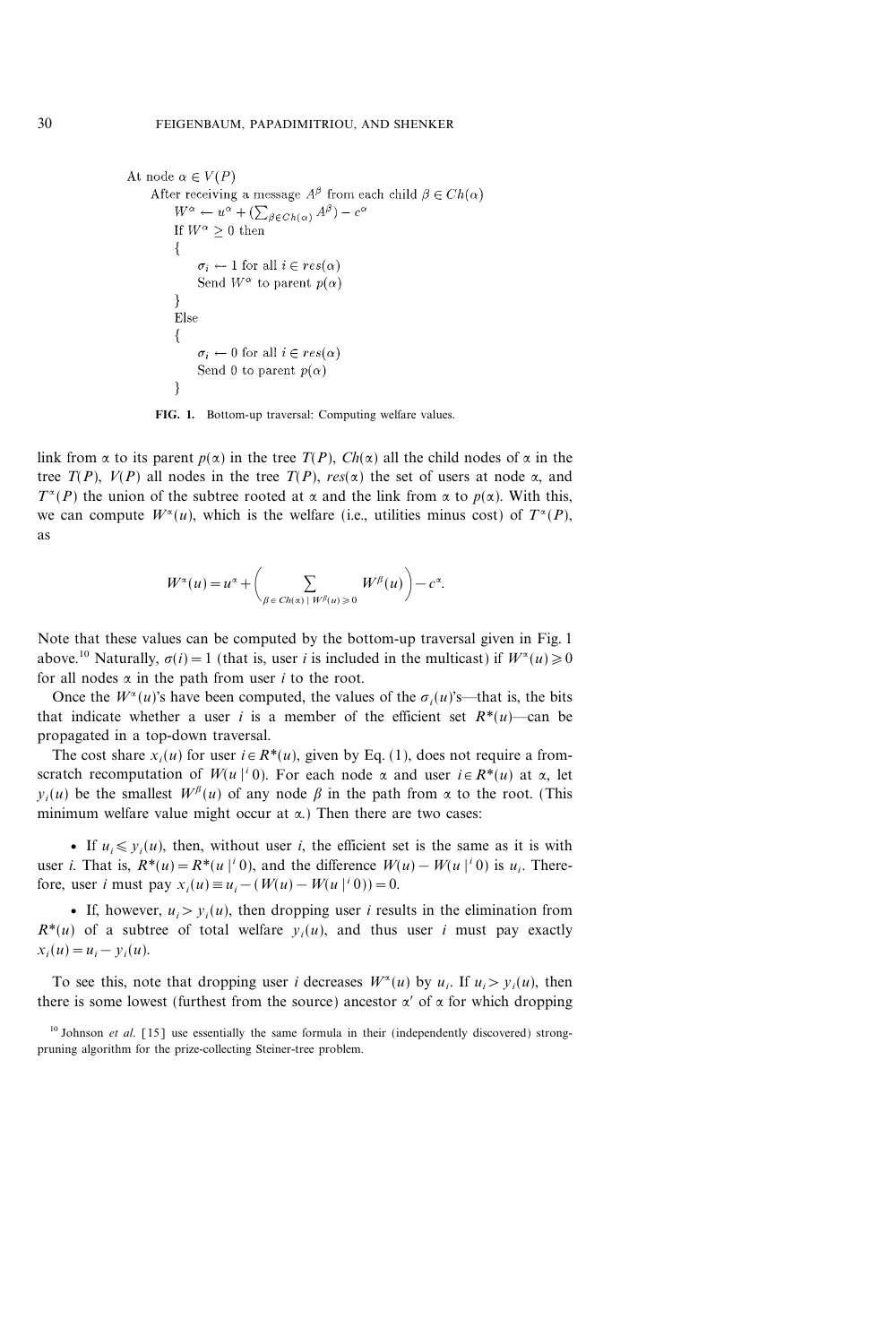```
At node α ∈ V(P)
    After receiving a message A^β from each child β ∈ Ch(α)
        W^α ← u^α + (Σ_{β∈Ch(α)} A^β) − c^α
        If W^α ≥ 0 then
        {
            σ_i ← 1 for all i ∈ res(α)
            Send W^α to parent p(α)
        }
        Else
        {
            σ_i ← 0 for all i ∈ res(α)
            Send 0 to parent p(α)
        }
```

**FIG. 1.** Bottom-up traversal: Computing welfare values.

link from $\alpha$ to its parent $p(\alpha)$ in the tree $T(P)$, $Ch(\alpha)$ all the child nodes of $\alpha$ in the tree $T(P)$, $V(P)$ all nodes in the tree $T(P)$, $res(\alpha)$ the set of users at node $\alpha$, and $T^{\alpha}(P)$ the union of the subtree rooted at $\alpha$ and the link from $\alpha$ to $p(\alpha)$. With this, we can compute $W^{\alpha}(u)$, which is the welfare (i.e., utilities minus cost) of $T^{\alpha}(P)$, as

$$W^{\alpha}(u) = u^{\alpha} + \left( \sum_{\beta \in Ch(\alpha) \mid W^{\beta}(u) \geq 0} W^{\beta}(u) \right) - c^{\alpha}.$$

Note that these values can be computed by the bottom-up traversal given in Fig. 1 above.[10] Naturally, $\sigma(i) = 1$ (that is, user $i$ is included in the multicast) if $W^{\alpha}(u) \geq 0$ for all nodes $\alpha$ in the path from user $i$ to the root.

Once the $W^{\alpha}(u)$'s have been computed, the values of the $\sigma_i(u)$'s—that is, the bits that indicate whether a user $i$ is a member of the efficient set $R^*(u)$—can be propagated in a top-down traversal.

The cost share $x_i(u)$ for user $i \in R^*(u)$, given by Eq. (1), does not require a from-scratch recomputation of $W(u \mid^i 0)$. For each node $\alpha$ and user $i \in R^*(u)$ at $\alpha$, let $y_i(u)$ be the smallest $W^{\beta}(u)$ of any node $\beta$ in the path from $\alpha$ to the root. (This minimum welfare value might occur at $\alpha$.) Then there are two cases:

- If $u_i \leq y_i(u)$, then, without user $i$, the efficient set is the same as it is with user $i$. That is, $R^*(u) = R^*(u \mid^i 0)$, and the difference $W(u) - W(u \mid^i 0)$ is $u_i$. Therefore, user $i$ must pay $x_i(u) \equiv u_i - (W(u) - W(u \mid^i 0)) = 0$.

- If, however, $u_i > y_i(u)$, then dropping user $i$ results in the elimination from $R^*(u)$ of a subtree of total welfare $y_i(u)$, and thus user $i$ must pay exactly $x_i(u) = u_i - y_i(u)$.

To see this, note that dropping user $i$ decreases $W^{\alpha}(u)$ by $u_i$. If $u_i > y_i(u)$, then there is some lowest (furthest from the source) ancestor $\alpha'$ of $\alpha$ for which dropping

[10] Johnson *et al.* [15] use essentially the same formula in their (independently discovered) strong-pruning algorithm for the prize-collecting Steiner-tree problem.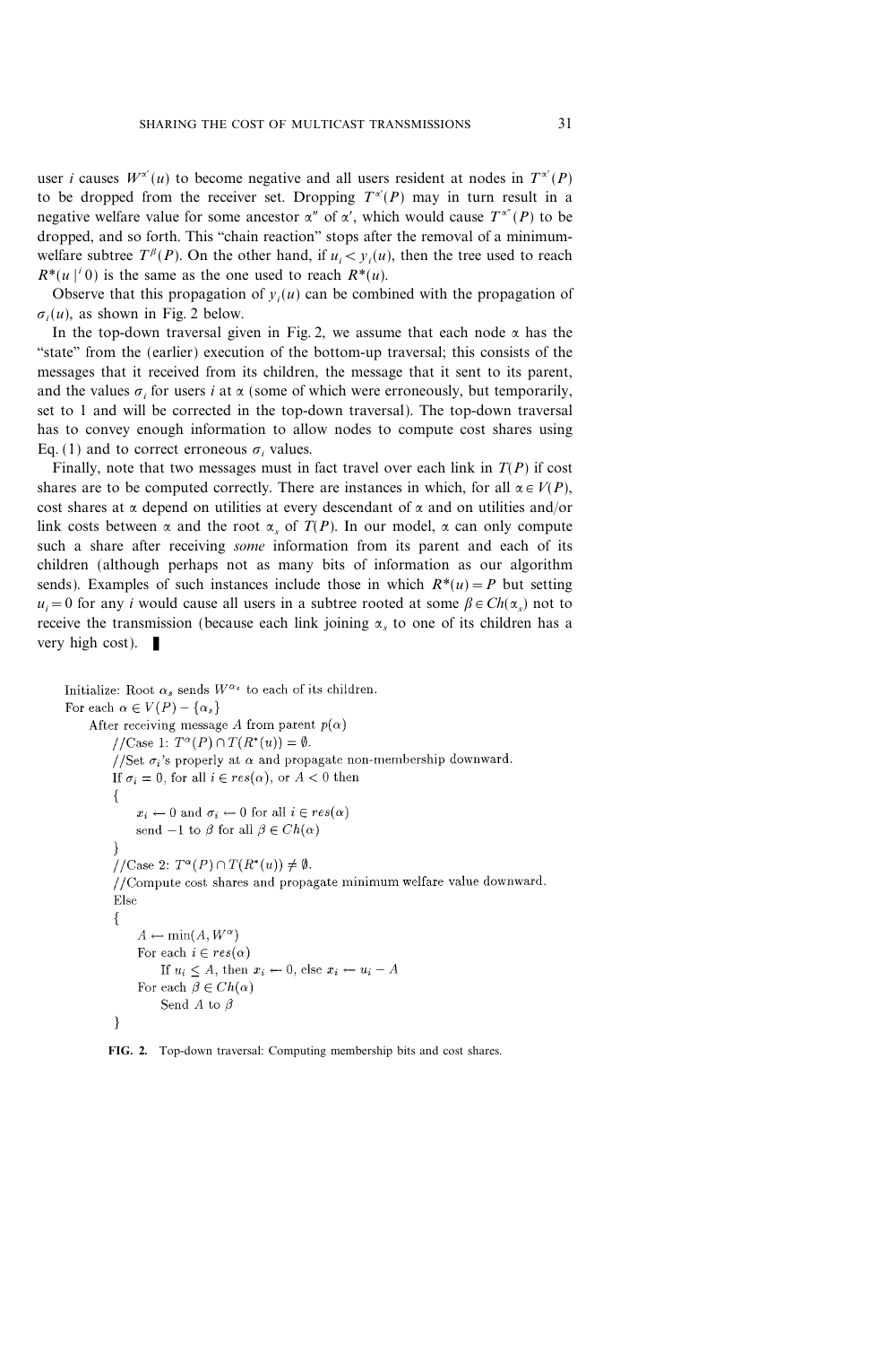user $i$ causes $W^{\alpha'}(u)$ to become negative and all users resident at nodes in $T^{\alpha'}(P)$ to be dropped from the receiver set. Dropping $T^{\alpha'}(P)$ may in turn result in a negative welfare value for some ancestor $\alpha''$ of $\alpha'$, which would cause $T^{\alpha''}(P)$ to be dropped, and so forth. This "chain reaction" stops after the removal of a minimum-welfare subtree $T^{\beta}(P)$. On the other hand, if $u_i < y_i(u)$, then the tree used to reach $R^*(u \,|^i\, 0)$ is the same as the one used to reach $R^*(u)$.

Observe that this propagation of $y_i(u)$ can be combined with the propagation of $\sigma_i(u)$, as shown in Fig. 2 below.

In the top-down traversal given in Fig. 2, we assume that each node $\alpha$ has the "state" from the (earlier) execution of the bottom-up traversal; this consists of the messages that it received from its children, the message that it sent to its parent, and the values $\sigma_i$ for users $i$ at $\alpha$ (some of which were erroneously, but temporarily, set to 1 and will be corrected in the top-down traversal). The top-down traversal has to convey enough information to allow nodes to compute cost shares using Eq. (1) and to correct erroneous $\sigma_i$ values.

Finally, note that two messages must in fact travel over each link in $T(P)$ if cost shares are to be computed correctly. There are instances in which, for all $\alpha \in V(P)$, cost shares at $\alpha$ depend on utilities at every descendant of $\alpha$ and on utilities and/or link costs between $\alpha$ and the root $\alpha_s$ of $T(P)$. In our model, $\alpha$ can only compute such a share after receiving *some* information from its parent and each of its children (although perhaps not as many bits of information as our algorithm sends). Examples of such instances include those in which $R^*(u) = P$ but setting $u_i = 0$ for any $i$ would cause all users in a subtree rooted at some $\beta \in Ch(\alpha_s)$ not to receive the transmission (because each link joining $\alpha_s$ to one of its children has a very high cost). ∎

```
Initialize: Root α_s sends W^{α_s} to each of its children.
For each α ∈ V(P) − {α_s}
    After receiving message A from parent p(α)
        //Case 1: T^α(P) ∩ T(R*(u)) = ∅.
        //Set σ_i's properly at α and propagate non-membership downward.
        If σ_i = 0, for all i ∈ res(α), or A < 0 then
        {
            x_i ← 0 and σ_i ← 0 for all i ∈ res(α)
            send −1 to β for all β ∈ Ch(α)
        }
        //Case 2: T^α(P) ∩ T(R*(u)) ≠ ∅.
        //Compute cost shares and propagate minimum welfare value downward.
        Else
        {
            A ← min(A, W^α)
            For each i ∈ res(α)
                If u_i ≤ A, then x_i ← 0, else x_i ← u_i − A
            For each β ∈ Ch(α)
                Send A to β
        }
```

**FIG. 2.** Top-down traversal: Computing membership bits and cost shares.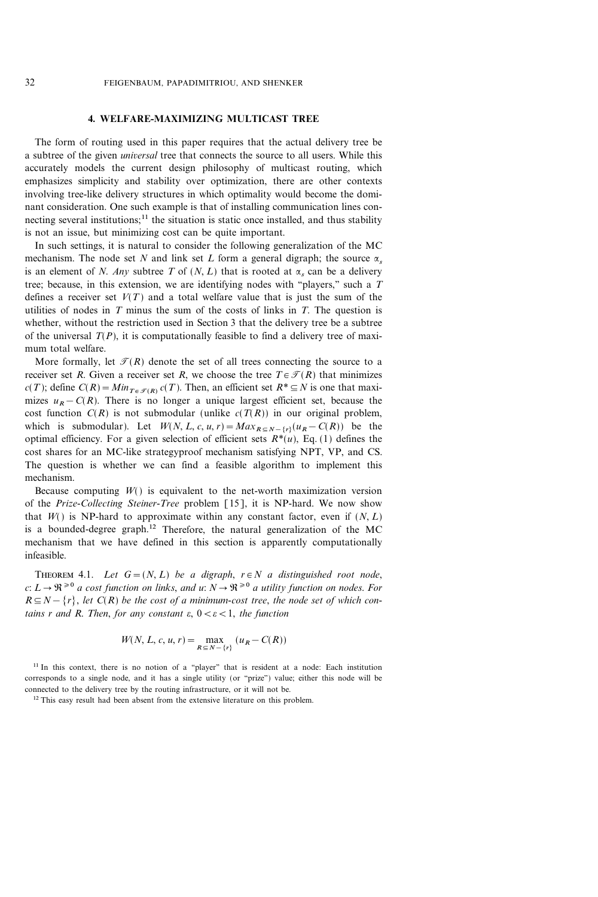## 4. WELFARE-MAXIMIZING MULTICAST TREE

The form of routing used in this paper requires that the actual delivery tree be a subtree of the given *universal* tree that connects the source to all users. While this accurately models the current design philosophy of multicast routing, which emphasizes simplicity and stability over optimization, there are other contexts involving tree-like delivery structures in which optimality would become the dominant consideration. One such example is that of installing communication lines connecting several institutions;[11] the situation is static once installed, and thus stability is not an issue, but minimizing cost can be quite important.

In such settings, it is natural to consider the following generalization of the MC mechanism. The node set $N$ and link set $L$ form a general digraph; the source $\alpha_s$ is an element of $N$. *Any* subtree $T$ of $(N, L)$ that is rooted at $\alpha_s$ can be a delivery tree; because, in this extension, we are identifying nodes with "players," such a $T$ defines a receiver set $V(T)$ and a total welfare value that is just the sum of the utilities of nodes in $T$ minus the sum of the costs of links in $T$. The question is whether, without the restriction used in Section 3 that the delivery tree be a subtree of the universal $T(P)$, it is computationally feasible to find a delivery tree of maximum total welfare.

More formally, let $\mathscr{T}(R)$ denote the set of all trees connecting the source to a receiver set $R$. Given a receiver set $R$, we choose the tree $T \in \mathscr{T}(R)$ that minimizes $c(T)$; define $C(R) = Min_{T \in \mathscr{T}(R)}\, c(T)$. Then, an efficient set $R^* \subseteq N$ is one that maximizes $u_R - C(R)$. There is no longer a unique largest efficient set, because the cost function $C(R)$ is not submodular (unlike $c(T(R))$ in our original problem, which is submodular). Let $W(N, L, c, u, r) = Max_{R \subseteq N - \{r\}}(u_R - C(R))$ be the optimal efficiency. For a given selection of efficient sets $R^*(u)$, Eq. (1) defines the cost shares for an MC-like strategyproof mechanism satisfying NPT, VP, and CS. The question is whether we can find a feasible algorithm to implement this mechanism.

Because computing $W()$ is equivalent to the net-worth maximization version of the *Prize-Collecting Steiner-Tree* problem [15], it is NP-hard. We now show that $W()$ is NP-hard to approximate within any constant factor, even if $(N, L)$ is a bounded-degree graph.[12] Therefore, the natural generalization of the MC mechanism that we have defined in this section is apparently computationally infeasible.

THEOREM 4.1. *Let $G = (N, L)$ be a digraph, $r \in N$ a distinguished root node, $c: L \to \mathfrak{R}^{\geq 0}$ a cost function on links, and $u: N \to \mathfrak{R}^{\geq 0}$ a utility function on nodes. For $R \subseteq N - \{r\}$, let $C(R)$ be the cost of a minimum-cost tree, the node set of which contains $r$ and $R$. Then, for any constant $\varepsilon$, $0 < \varepsilon < 1$, the function*

$$W(N, L, c, u, r) = \max_{R \subseteq N - \{r\}} (u_R - C(R))$$

[11] In this context, there is no notion of a "player" that is resident at a node: Each institution corresponds to a single node, and it has a single utility (or "prize") value; either this node will be connected to the delivery tree by the routing infrastructure, or it will not be.

[12] This easy result had been absent from the extensive literature on this problem.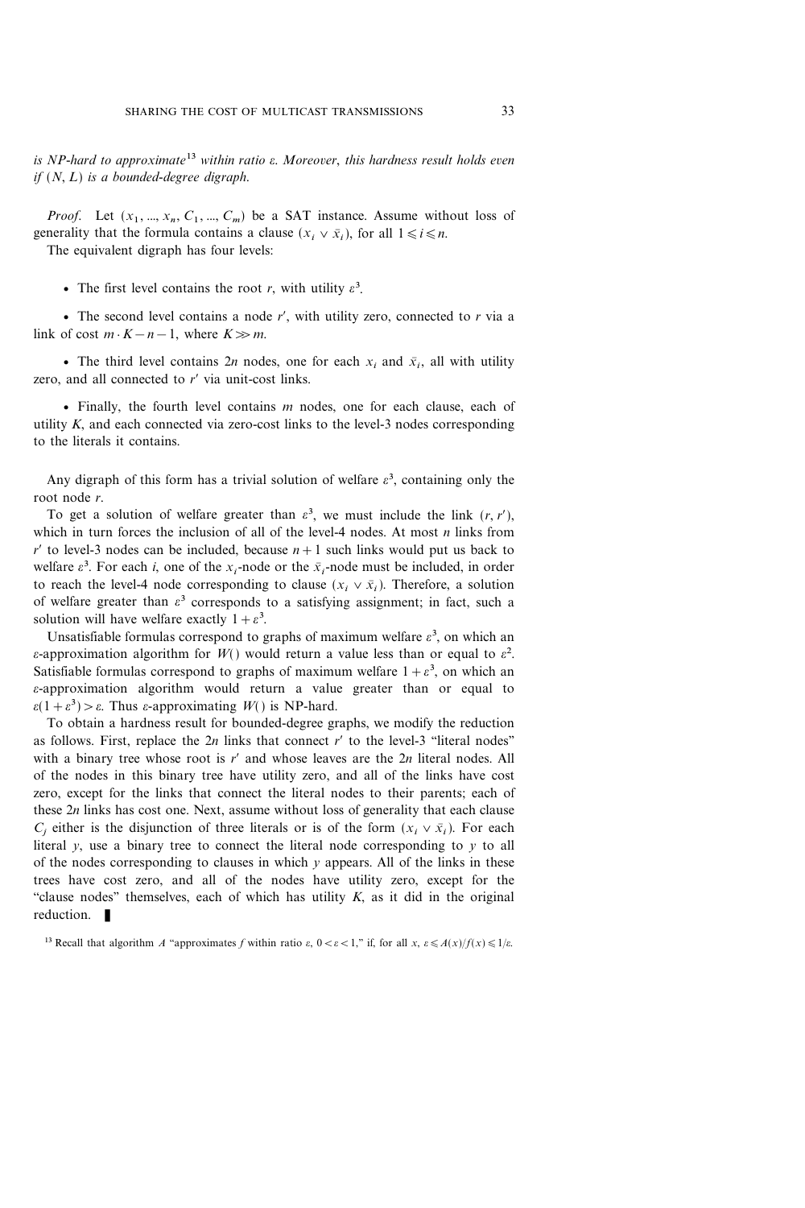*is NP-hard to approximate*[13] *within ratio* $\varepsilon$. *Moreover, this hardness result holds even if* $(N, L)$ *is a bounded-degree digraph.*

*Proof.* Let $(x_1, ..., x_n, C_1, ..., C_m)$ be a SAT instance. Assume without loss of generality that the formula contains a clause $(x_i \vee \bar{x}_i)$, for all $1 \leqslant i \leqslant n$.

The equivalent digraph has four levels:

- The first level contains the root $r$, with utility $\varepsilon^3$.

- The second level contains a node $r'$, with utility zero, connected to $r$ via a link of cost $m \cdot K - n - 1$, where $K \gg m$.

- The third level contains $2n$ nodes, one for each $x_i$ and $\bar{x}_i$, all with utility zero, and all connected to $r'$ via unit-cost links.

- Finally, the fourth level contains $m$ nodes, one for each clause, each of utility $K$, and each connected via zero-cost links to the level-3 nodes corresponding to the literals it contains.

Any digraph of this form has a trivial solution of welfare $\varepsilon^3$, containing only the root node $r$.

To get a solution of welfare greater than $\varepsilon^3$, we must include the link $(r, r')$, which in turn forces the inclusion of all of the level-4 nodes. At most $n$ links from $r'$ to level-3 nodes can be included, because $n+1$ such links would put us back to welfare $\varepsilon^3$. For each $i$, one of the $x_i$-node or the $\bar{x}_i$-node must be included, in order to reach the level-4 node corresponding to clause $(x_i \vee \bar{x}_i)$. Therefore, a solution of welfare greater than $\varepsilon^3$ corresponds to a satisfying assignment; in fact, such a solution will have welfare exactly $1 + \varepsilon^3$.

Unsatisfiable formulas correspond to graphs of maximum welfare $\varepsilon^3$, on which an $\varepsilon$-approximation algorithm for $W()$ would return a value less than or equal to $\varepsilon^2$. Satisfiable formulas correspond to graphs of maximum welfare $1 + \varepsilon^3$, on which an $\varepsilon$-approximation algorithm would return a value greater than or equal to $\varepsilon(1 + \varepsilon^3) > \varepsilon$. Thus $\varepsilon$-approximating $W()$ is NP-hard.

To obtain a hardness result for bounded-degree graphs, we modify the reduction as follows. First, replace the $2n$ links that connect $r'$ to the level-3 "literal nodes" with a binary tree whose root is $r'$ and whose leaves are the $2n$ literal nodes. All of the nodes in this binary tree have utility zero, and all of the links have cost zero, except for the links that connect the literal nodes to their parents; each of these $2n$ links has cost one. Next, assume without loss of generality that each clause $C_j$ either is the disjunction of three literals or is of the form $(x_i \vee \bar{x}_i)$. For each literal $y$, use a binary tree to connect the literal node corresponding to $y$ to all of the nodes corresponding to clauses in which $y$ appears. All of the links in these trees have cost zero, and all of the nodes have utility zero, except for the "clause nodes" themselves, each of which has utility $K$, as it did in the original reduction. ∎

[13] Recall that algorithm $A$ "approximates $f$ within ratio $\varepsilon$, $0 < \varepsilon < 1$," if, for all $x$, $\varepsilon \leqslant A(x)/f(x) \leqslant 1/\varepsilon$.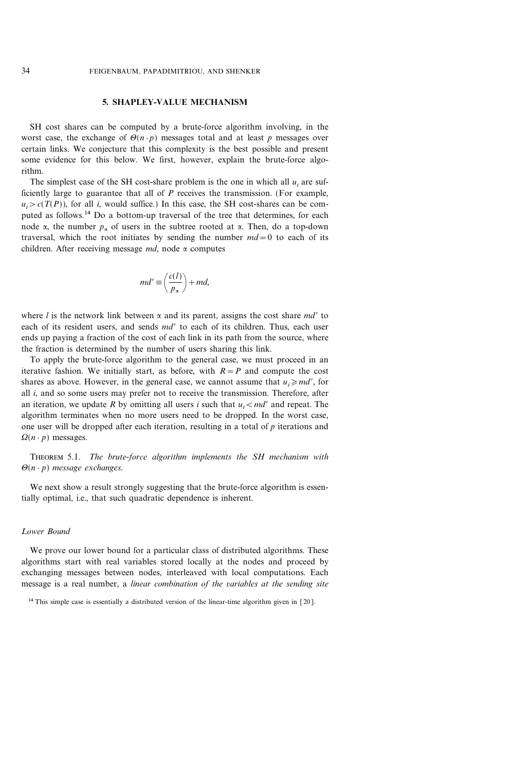## 5. SHAPLEY-VALUE MECHANISM

SH cost shares can be computed by a brute-force algorithm involving, in the worst case, the exchange of $\Theta(n \cdot p)$ messages total and at least $p$ messages over certain links. We conjecture that this complexity is the best possible and present some evidence for this below. We first, however, explain the brute-force algorithm.

The simplest case of the SH cost-share problem is the one in which all $u_i$ are sufficiently large to guarantee that all of $P$ receives the transmission. (For example, $u_i > c(T(P))$, for all $i$, would suffice.) In this case, the SH cost-shares can be computed as follows.[14] Do a bottom-up traversal of the tree that determines, for each node $\alpha$, the number $p_\alpha$ of users in the subtree rooted at $\alpha$. Then, do a top-down traversal, which the root initiates by sending the number $md = 0$ to each of its children. After receiving message $md$, node $\alpha$ computes

$$md' \equiv \left(\frac{c(l)}{p_\alpha}\right) + md,$$

where $l$ is the network link between $\alpha$ and its parent, assigns the cost share $md'$ to each of its resident users, and sends $md'$ to each of its children. Thus, each user ends up paying a fraction of the cost of each link in its path from the source, where the fraction is determined by the number of users sharing this link.

To apply the brute-force algorithm to the general case, we must proceed in an iterative fashion. We initially start, as before, with $R = P$ and compute the cost shares as above. However, in the general case, we cannot assume that $u_i \geqslant md'$, for all $i$, and so some users may prefer not to receive the transmission. Therefore, after an iteration, we update $R$ by omitting all users $i$ such that $u_i < md'$ and repeat. The algorithm terminates when no more users need to be dropped. In the worst case, one user will be dropped after each iteration, resulting in a total of $p$ iterations and $\Omega(n \cdot p)$ messages.

THEOREM 5.1. *The brute-force algorithm implements the SH mechanism with $\Theta(n \cdot p)$ message exchanges.*

We next show a result strongly suggesting that the brute-force algorithm is essentially optimal, i.e., that such quadratic dependence is inherent.

### *Lower Bound*

We prove our lower bound for a particular class of distributed algorithms. These algorithms start with real variables stored locally at the nodes and proceed by exchanging messages between nodes, interleaved with local computations. Each message is a real number, a *linear combination of the variables at the sending site*

[14] This simple case is essentially a distributed version of the linear-time algorithm given in [20].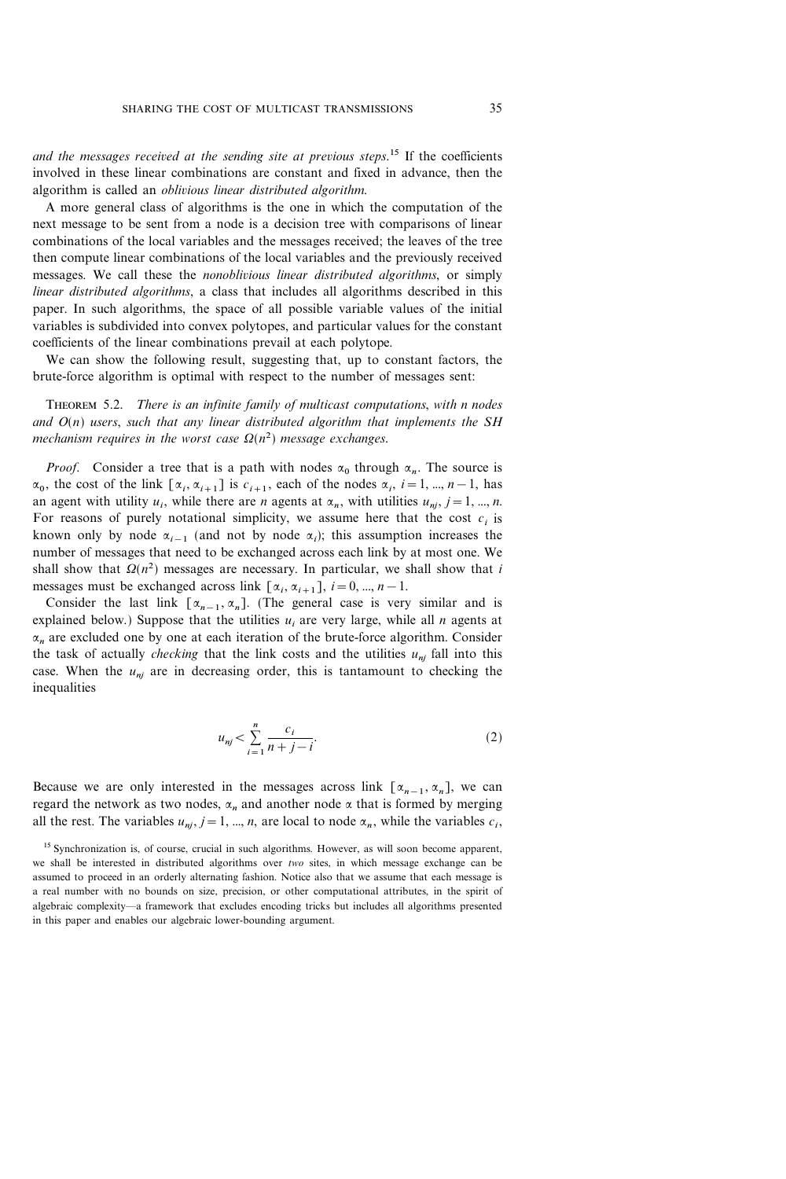*and the messages received at the sending site at previous steps.*[15] If the coefficients involved in these linear combinations are constant and fixed in advance, then the algorithm is called an *oblivious linear distributed algorithm.*

A more general class of algorithms is the one in which the computation of the next message to be sent from a node is a decision tree with comparisons of linear combinations of the local variables and the messages received; the leaves of the tree then compute linear combinations of the local variables and the previously received messages. We call these the *nonoblivious linear distributed algorithms*, or simply *linear distributed algorithms*, a class that includes all algorithms described in this paper. In such algorithms, the space of all possible variable values of the initial variables is subdivided into convex polytopes, and particular values for the constant coefficients of the linear combinations prevail at each polytope.

We can show the following result, suggesting that, up to constant factors, the brute-force algorithm is optimal with respect to the number of messages sent:

THEOREM 5.2. *There is an infinite family of multicast computations, with n nodes and $O(n)$ users, such that any linear distributed algorithm that implements the SH mechanism requires in the worst case $\Omega(n^2)$ message exchanges.*

*Proof.* Consider a tree that is a path with nodes $\alpha_0$ through $\alpha_n$. The source is $\alpha_0$, the cost of the link $[\alpha_i, \alpha_{i+1}]$ is $c_{i+1}$, each of the nodes $\alpha_i$, $i = 1, ..., n-1$, has an agent with utility $u_i$, while there are $n$ agents at $\alpha_n$, with utilities $u_{nj}$, $j = 1, ..., n$. For reasons of purely notational simplicity, we assume here that the cost $c_i$ is known only by node $\alpha_{i-1}$ (and not by node $\alpha_i$); this assumption increases the number of messages that need to be exchanged across each link by at most one. We shall show that $\Omega(n^2)$ messages are necessary. In particular, we shall show that $i$ messages must be exchanged across link $[\alpha_i, \alpha_{i+1}]$, $i = 0, ..., n-1$.

Consider the last link $[\alpha_{n-1}, \alpha_n]$. (The general case is very similar and is explained below.) Suppose that the utilities $u_i$ are very large, while all $n$ agents at $\alpha_n$ are excluded one by one at each iteration of the brute-force algorithm. Consider the task of actually *checking* that the link costs and the utilities $u_{nj}$ fall into this case. When the $u_{nj}$ are in decreasing order, this is tantamount to checking the inequalities

$$u_{nj} < \sum_{i=1}^{n} \frac{c_i}{n+j-i}. \tag{2}$$

Because we are only interested in the messages across link $[\alpha_{n-1}, \alpha_n]$, we can regard the network as two nodes, $\alpha_n$ and another node $\alpha$ that is formed by merging all the rest. The variables $u_{nj}$, $j = 1, ..., n$, are local to node $\alpha_n$, while the variables $c_i$,

[15] Synchronization is, of course, crucial in such algorithms. However, as will soon become apparent, we shall be interested in distributed algorithms over *two* sites, in which message exchange can be assumed to proceed in an orderly alternating fashion. Notice also that we assume that each message is a real number with no bounds on size, precision, or other computational attributes, in the spirit of algebraic complexity—a framework that excludes encoding tricks but includes all algorithms presented in this paper and enables our algebraic lower-bounding argument.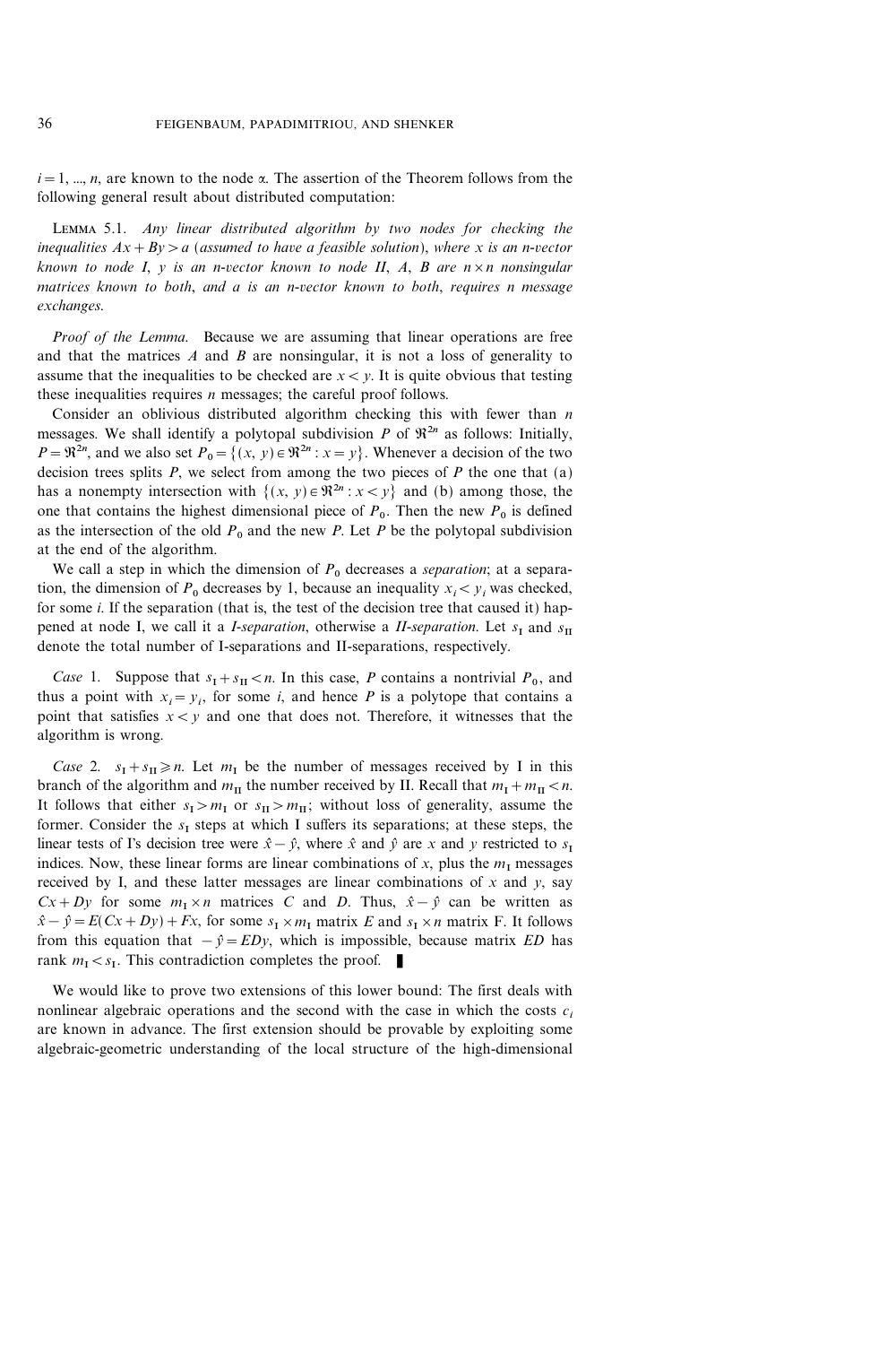$i = 1, ..., n$, are known to the node $\alpha$. The assertion of the Theorem follows from the following general result about distributed computation:

LEMMA 5.1. *Any linear distributed algorithm by two nodes for checking the inequalities $Ax + By > a$ (assumed to have a feasible solution), where $x$ is an $n$-vector known to node I, $y$ is an $n$-vector known to node II, $A$, $B$ are $n \times n$ nonsingular matrices known to both, and $a$ is an $n$-vector known to both, requires $n$ message exchanges.*

*Proof of the Lemma.* Because we are assuming that linear operations are free and that the matrices $A$ and $B$ are nonsingular, it is not a loss of generality to assume that the inequalities to be checked are $x < y$. It is quite obvious that testing these inequalities requires $n$ messages; the careful proof follows.

Consider an oblivious distributed algorithm checking this with fewer than $n$ messages. We shall identify a polytopal subdivision $P$ of $\Re^{2n}$ as follows: Initially, $P = \Re^{2n}$, and we also set $P_0 = \{(x, y) \in \Re^{2n} : x = y\}$. Whenever a decision of the two decision trees splits $P$, we select from among the two pieces of $P$ the one that (a) has a nonempty intersection with $\{(x, y) \in \Re^{2n} : x < y\}$ and (b) among those, the one that contains the highest dimensional piece of $P_0$. Then the new $P_0$ is defined as the intersection of the old $P_0$ and the new $P$. Let $P$ be the polytopal subdivision at the end of the algorithm.

We call a step in which the dimension of $P_0$ decreases a *separation*; at a separation, the dimension of $P_0$ decreases by 1, because an inequality $x_i < y_i$ was checked, for some $i$. If the separation (that is, the test of the decision tree that caused it) happened at node I, we call it a *I-separation*, otherwise a *II-separation*. Let $s_{\mathrm{I}}$ and $s_{\mathrm{II}}$ denote the total number of I-separations and II-separations, respectively.

*Case* 1. Suppose that $s_{\mathrm{I}} + s_{\mathrm{II}} < n$. In this case, $P$ contains a nontrivial $P_0$, and thus a point with $x_i = y_i$, for some $i$, and hence $P$ is a polytope that contains a point that satisfies $x < y$ and one that does not. Therefore, it witnesses that the algorithm is wrong.

*Case* 2. $s_{\mathrm{I}} + s_{\mathrm{II}} \geqslant n$. Let $m_{\mathrm{I}}$ be the number of messages received by I in this branch of the algorithm and $m_{\mathrm{II}}$ the number received by II. Recall that $m_{\mathrm{I}} + m_{\mathrm{II}} < n$. It follows that either $s_{\mathrm{I}} > m_{\mathrm{I}}$ or $s_{\mathrm{II}} > m_{\mathrm{II}}$; without loss of generality, assume the former. Consider the $s_{\mathrm{I}}$ steps at which I suffers its separations; at these steps, the linear tests of I's decision tree were $\hat{x} - \hat{y}$, where $\hat{x}$ and $\hat{y}$ are $x$ and $y$ restricted to $s_{\mathrm{I}}$ indices. Now, these linear forms are linear combinations of $x$, plus the $m_{\mathrm{I}}$ messages received by I, and these latter messages are linear combinations of $x$ and $y$, say $Cx + Dy$ for some $m_{\mathrm{I}} \times n$ matrices $C$ and $D$. Thus, $\hat{x} - \hat{y}$ can be written as $\hat{x} - \hat{y} = E(Cx + Dy) + Fx$, for some $s_{\mathrm{I}} \times m_{\mathrm{I}}$ matrix $E$ and $s_{\mathrm{I}} \times n$ matrix F. It follows from this equation that $-\hat{y} = EDy$, which is impossible, because matrix $ED$ has rank $m_{\mathrm{I}} < s_{\mathrm{I}}$. This contradiction completes the proof. ∎

We would like to prove two extensions of this lower bound: The first deals with nonlinear algebraic operations and the second with the case in which the costs $c_i$ are known in advance. The first extension should be provable by exploiting some algebraic-geometric understanding of the local structure of the high-dimensional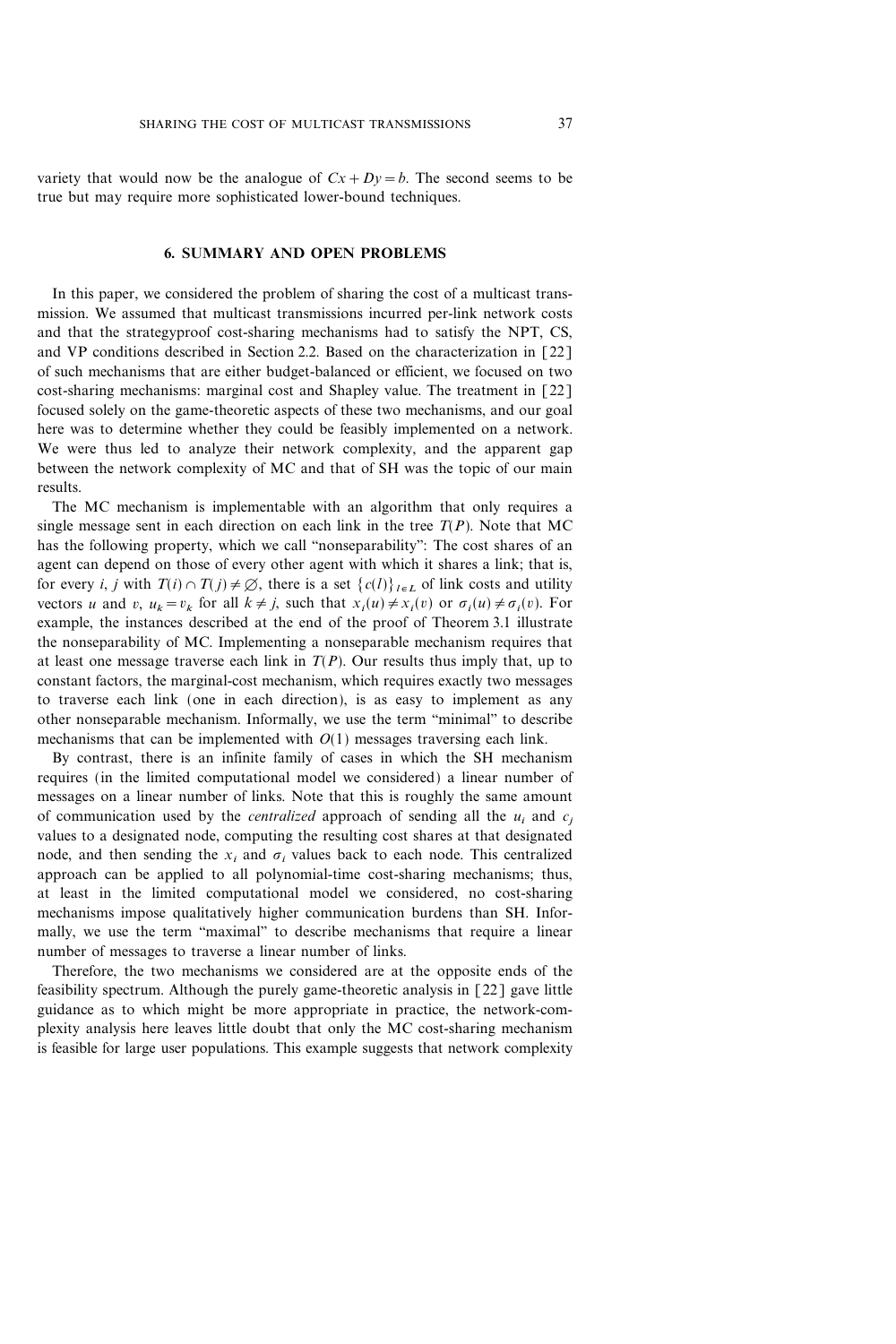variety that would now be the analogue of $Cx + Dy = b$. The second seems to be true but may require more sophisticated lower-bound techniques.

## 6. SUMMARY AND OPEN PROBLEMS

In this paper, we considered the problem of sharing the cost of a multicast transmission. We assumed that multicast transmissions incurred per-link network costs and that the strategyproof cost-sharing mechanisms had to satisfy the NPT, CS, and VP conditions described in Section 2.2. Based on the characterization in [22] of such mechanisms that are either budget-balanced or efficient, we focused on two cost-sharing mechanisms: marginal cost and Shapley value. The treatment in [22] focused solely on the game-theoretic aspects of these two mechanisms, and our goal here was to determine whether they could be feasibly implemented on a network. We were thus led to analyze their network complexity, and the apparent gap between the network complexity of MC and that of SH was the topic of our main results.

The MC mechanism is implementable with an algorithm that only requires a single message sent in each direction on each link in the tree $T(P)$. Note that MC has the following property, which we call "nonseparability": The cost shares of an agent can depend on those of every other agent with which it shares a link; that is, for every $i$, $j$ with $T(i) \cap T(j) \neq \emptyset$, there is a set $\{c(l)\}_{l \in L}$ of link costs and utility vectors $u$ and $v$, $u_k = v_k$ for all $k \neq j$, such that $x_i(u) \neq x_i(v)$ or $\sigma_i(u) \neq \sigma_i(v)$. For example, the instances described at the end of the proof of Theorem 3.1 illustrate the nonseparability of MC. Implementing a nonseparable mechanism requires that at least one message traverse each link in $T(P)$. Our results thus imply that, up to constant factors, the marginal-cost mechanism, which requires exactly two messages to traverse each link (one in each direction), is as easy to implement as any other nonseparable mechanism. Informally, we use the term "minimal" to describe mechanisms that can be implemented with $O(1)$ messages traversing each link.

By contrast, there is an infinite family of cases in which the SH mechanism requires (in the limited computational model we considered) a linear number of messages on a linear number of links. Note that this is roughly the same amount of communication used by the *centralized* approach of sending all the $u_i$ and $c_j$ values to a designated node, computing the resulting cost shares at that designated node, and then sending the $x_i$ and $\sigma_i$ values back to each node. This centralized approach can be applied to all polynomial-time cost-sharing mechanisms; thus, at least in the limited computational model we considered, no cost-sharing mechanisms impose qualitatively higher communication burdens than SH. Informally, we use the term "maximal" to describe mechanisms that require a linear number of messages to traverse a linear number of links.

Therefore, the two mechanisms we considered are at the opposite ends of the feasibility spectrum. Although the purely game-theoretic analysis in [22] gave little guidance as to which might be more appropriate in practice, the network-complexity analysis here leaves little doubt that only the MC cost-sharing mechanism is feasible for large user populations. This example suggests that network complexity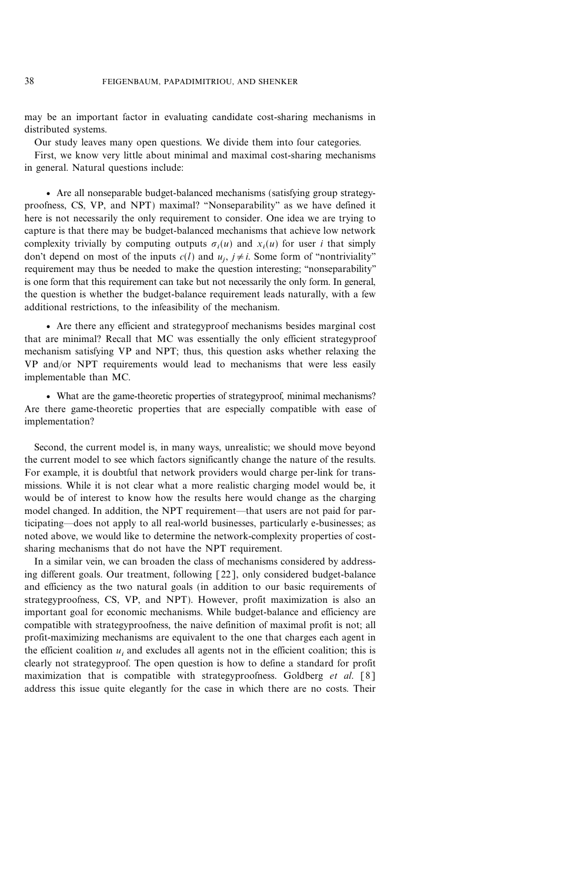may be an important factor in evaluating candidate cost-sharing mechanisms in distributed systems.

Our study leaves many open questions. We divide them into four categories.

First, we know very little about minimal and maximal cost-sharing mechanisms in general. Natural questions include:

- Are all nonseparable budget-balanced mechanisms (satisfying group strategyproofness, CS, VP, and NPT) maximal? "Nonseparability" as we have defined it here is not necessarily the only requirement to consider. One idea we are trying to capture is that there may be budget-balanced mechanisms that achieve low network complexity trivially by computing outputs $\sigma_i(u)$ and $x_i(u)$ for user $i$ that simply don't depend on most of the inputs $c(l)$ and $u_j$, $j \neq i$. Some form of "nontriviality" requirement may thus be needed to make the question interesting; "nonseparability" is one form that this requirement can take but not necessarily the only form. In general, the question is whether the budget-balance requirement leads naturally, with a few additional restrictions, to the infeasibility of the mechanism.

- Are there any efficient and strategyproof mechanisms besides marginal cost that are minimal? Recall that MC was essentially the only efficient strategyproof mechanism satisfying VP and NPT; thus, this question asks whether relaxing the VP and/or NPT requirements would lead to mechanisms that were less easily implementable than MC.

- What are the game-theoretic properties of strategyproof, minimal mechanisms? Are there game-theoretic properties that are especially compatible with ease of implementation?

Second, the current model is, in many ways, unrealistic; we should move beyond the current model to see which factors significantly change the nature of the results. For example, it is doubtful that network providers would charge per-link for transmissions. While it is not clear what a more realistic charging model would be, it would be of interest to know how the results here would change as the charging model changed. In addition, the NPT requirement—that users are not paid for participating—does not apply to all real-world businesses, particularly e-businesses; as noted above, we would like to determine the network-complexity properties of cost-sharing mechanisms that do not have the NPT requirement.

In a similar vein, we can broaden the class of mechanisms considered by addressing different goals. Our treatment, following [22], only considered budget-balance and efficiency as the two natural goals (in addition to our basic requirements of strategyproofness, CS, VP, and NPT). However, profit maximization is also an important goal for economic mechanisms. While budget-balance and efficiency are compatible with strategyproofness, the naive definition of maximal profit is not; all profit-maximizing mechanisms are equivalent to the one that charges each agent in the efficient coalition $u_i$ and excludes all agents not in the efficient coalition; this is clearly not strategyproof. The open question is how to define a standard for profit maximization that is compatible with strategyproofness. Goldberg *et al.* [8] address this issue quite elegantly for the case in which there are no costs. Their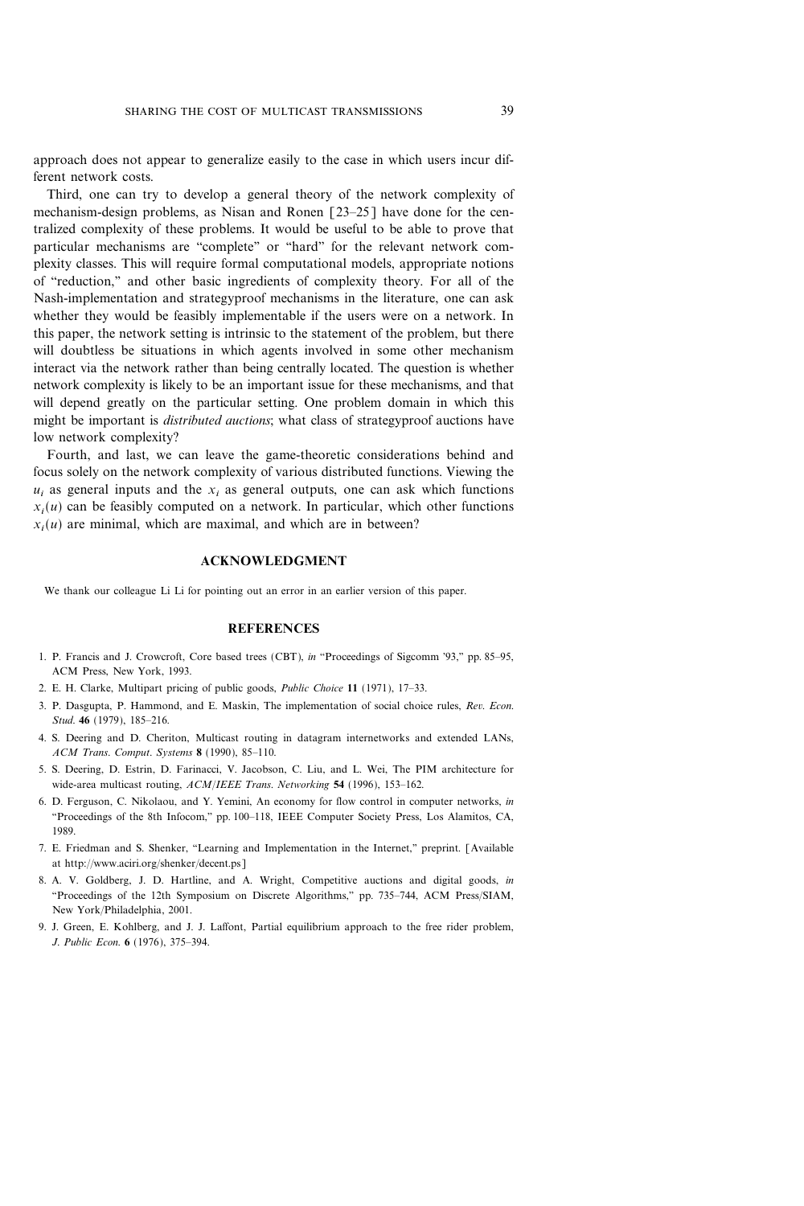approach does not appear to generalize easily to the case in which users incur different network costs.

Third, one can try to develop a general theory of the network complexity of mechanism-design problems, as Nisan and Ronen [23–25] have done for the centralized complexity of these problems. It would be useful to be able to prove that particular mechanisms are "complete" or "hard" for the relevant network complexity classes. This will require formal computational models, appropriate notions of "reduction," and other basic ingredients of complexity theory. For all of the Nash-implementation and strategyproof mechanisms in the literature, one can ask whether they would be feasibly implementable if the users were on a network. In this paper, the network setting is intrinsic to the statement of the problem, but there will doubtless be situations in which agents involved in some other mechanism interact via the network rather than being centrally located. The question is whether network complexity is likely to be an important issue for these mechanisms, and that will depend greatly on the particular setting. One problem domain in which this might be important is *distributed auctions*; what class of strategyproof auctions have low network complexity?

Fourth, and last, we can leave the game-theoretic considerations behind and focus solely on the network complexity of various distributed functions. Viewing the $u_i$ as general inputs and the $x_i$ as general outputs, one can ask which functions $x_i(u)$ can be feasibly computed on a network. In particular, which other functions $x_i(u)$ are minimal, which are maximal, and which are in between?

## ACKNOWLEDGMENT

We thank our colleague Li Li for pointing out an error in an earlier version of this paper.

## REFERENCES

1. P. Francis and J. Crowcroft, Core based trees (CBT), *in* "Proceedings of Sigcomm '93," pp. 85–95, ACM Press, New York, 1993.
2. E. H. Clarke, Multipart pricing of public goods, *Public Choice* **11** (1971), 17–33.
3. P. Dasgupta, P. Hammond, and E. Maskin, The implementation of social choice rules, *Rev. Econ. Stud.* **46** (1979), 185–216.
4. S. Deering and D. Cheriton, Multicast routing in datagram internetworks and extended LANs, *ACM Trans. Comput. Systems* **8** (1990), 85–110.
5. S. Deering, D. Estrin, D. Farinacci, V. Jacobson, C. Liu, and L. Wei, The PIM architecture for wide-area multicast routing, *ACM/IEEE Trans. Networking* **54** (1996), 153–162.
6. D. Ferguson, C. Nikolaou, and Y. Yemini, An economy for flow control in computer networks, *in* "Proceedings of the 8th Infocom," pp. 100–118, IEEE Computer Society Press, Los Alamitos, CA, 1989.
7. E. Friedman and S. Shenker, "Learning and Implementation in the Internet," preprint. [Available at http://www.aciri.org/shenker/decent.ps]
8. A. V. Goldberg, J. D. Hartline, and A. Wright, Competitive auctions and digital goods, *in* "Proceedings of the 12th Symposium on Discrete Algorithms," pp. 735–744, ACM Press/SIAM, New York/Philadelphia, 2001.
9. J. Green, E. Kohlberg, and J. J. Laffont, Partial equilibrium approach to the free rider problem, *J. Public Econ.* **6** (1976), 375–394.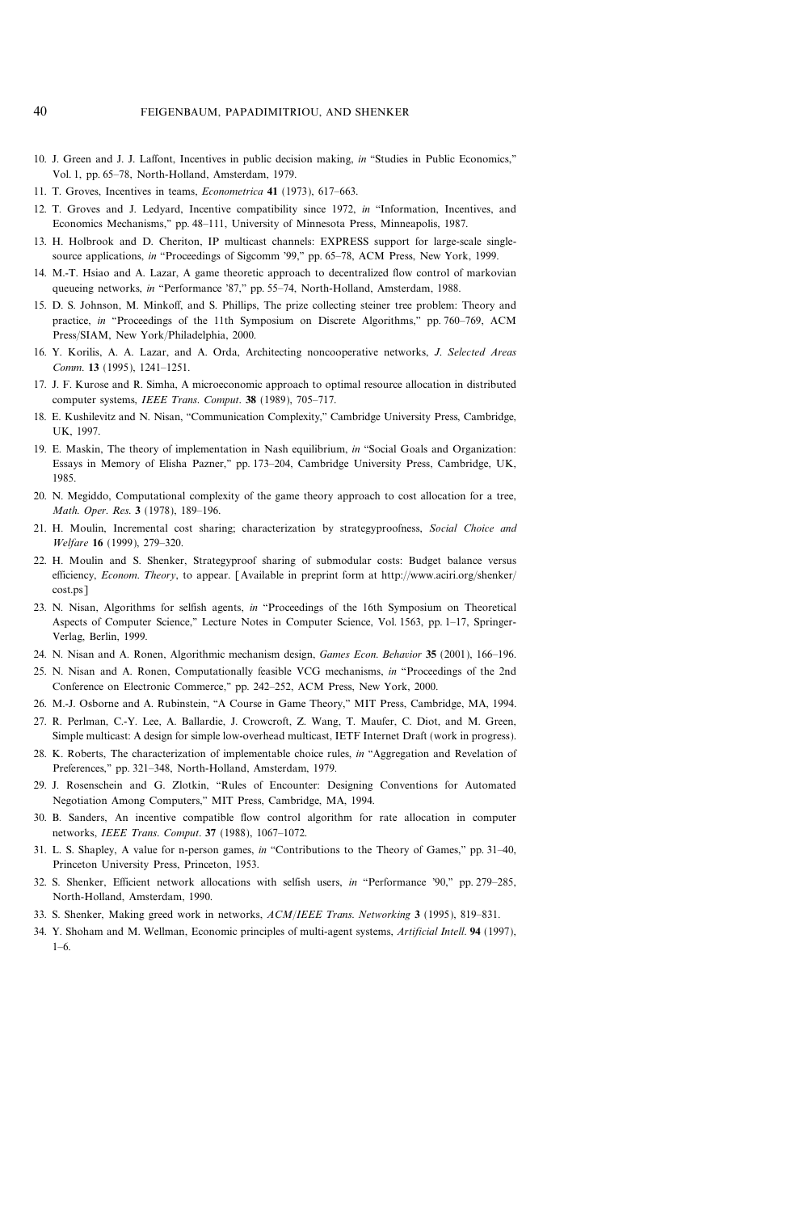10. J. Green and J. J. Laffont, Incentives in public decision making, *in* "Studies in Public Economics," Vol. 1, pp. 65–78, North-Holland, Amsterdam, 1979.
11. T. Groves, Incentives in teams, *Econometrica* **41** (1973), 617–663.
12. T. Groves and J. Ledyard, Incentive compatibility since 1972, *in* "Information, Incentives, and Economics Mechanisms," pp. 48–111, University of Minnesota Press, Minneapolis, 1987.
13. H. Holbrook and D. Cheriton, IP multicast channels: EXPRESS support for large-scale single-source applications, *in* "Proceedings of Sigcomm '99," pp. 65–78, ACM Press, New York, 1999.
14. M.-T. Hsiao and A. Lazar, A game theoretic approach to decentralized flow control of markovian queueing networks, *in* "Performance '87," pp. 55–74, North-Holland, Amsterdam, 1988.
15. D. S. Johnson, M. Minkoff, and S. Phillips, The prize collecting steiner tree problem: Theory and practice, *in* "Proceedings of the 11th Symposium on Discrete Algorithms," pp. 760–769, ACM Press/SIAM, New York/Philadelphia, 2000.
16. Y. Korilis, A. A. Lazar, and A. Orda, Architecting noncooperative networks, *J. Selected Areas Comm.* **13** (1995), 1241–1251.
17. J. F. Kurose and R. Simha, A microeconomic approach to optimal resource allocation in distributed computer systems, *IEEE Trans. Comput.* **38** (1989), 705–717.
18. E. Kushilevitz and N. Nisan, "Communication Complexity," Cambridge University Press, Cambridge, UK, 1997.
19. E. Maskin, The theory of implementation in Nash equilibrium, *in* "Social Goals and Organization: Essays in Memory of Elisha Pazner," pp. 173–204, Cambridge University Press, Cambridge, UK, 1985.
20. N. Megiddo, Computational complexity of the game theory approach to cost allocation for a tree, *Math. Oper. Res.* **3** (1978), 189–196.
21. H. Moulin, Incremental cost sharing; characterization by strategyproofness, *Social Choice and Welfare* **16** (1999), 279–320.
22. H. Moulin and S. Shenker, Strategyproof sharing of submodular costs: Budget balance versus efficiency, *Econom. Theory*, to appear. [Available in preprint form at http://www.aciri.org/shenker/cost.ps]
23. N. Nisan, Algorithms for selfish agents, *in* "Proceedings of the 16th Symposium on Theoretical Aspects of Computer Science," Lecture Notes in Computer Science, Vol. 1563, pp. 1–17, Springer-Verlag, Berlin, 1999.
24. N. Nisan and A. Ronen, Algorithmic mechanism design, *Games Econ. Behavior* **35** (2001), 166–196.
25. N. Nisan and A. Ronen, Computationally feasible VCG mechanisms, *in* "Proceedings of the 2nd Conference on Electronic Commerce," pp. 242–252, ACM Press, New York, 2000.
26. M.-J. Osborne and A. Rubinstein, "A Course in Game Theory," MIT Press, Cambridge, MA, 1994.
27. R. Perlman, C.-Y. Lee, A. Ballardie, J. Crowcroft, Z. Wang, T. Maufer, C. Diot, and M. Green, Simple multicast: A design for simple low-overhead multicast, IETF Internet Draft (work in progress).
28. K. Roberts, The characterization of implementable choice rules, *in* "Aggregation and Revelation of Preferences," pp. 321–348, North-Holland, Amsterdam, 1979.
29. J. Rosenschein and G. Zlotkin, "Rules of Encounter: Designing Conventions for Automated Negotiation Among Computers," MIT Press, Cambridge, MA, 1994.
30. B. Sanders, An incentive compatible flow control algorithm for rate allocation in computer networks, *IEEE Trans. Comput.* **37** (1988), 1067–1072.
31. L. S. Shapley, A value for n-person games, *in* "Contributions to the Theory of Games," pp. 31–40, Princeton University Press, Princeton, 1953.
32. S. Shenker, Efficient network allocations with selfish users, *in* "Performance '90," pp. 279–285, North-Holland, Amsterdam, 1990.
33. S. Shenker, Making greed work in networks, *ACM/IEEE Trans. Networking* **3** (1995), 819–831.
34. Y. Shoham and M. Wellman, Economic principles of multi-agent systems, *Artificial Intell.* **94** (1997), 1–6.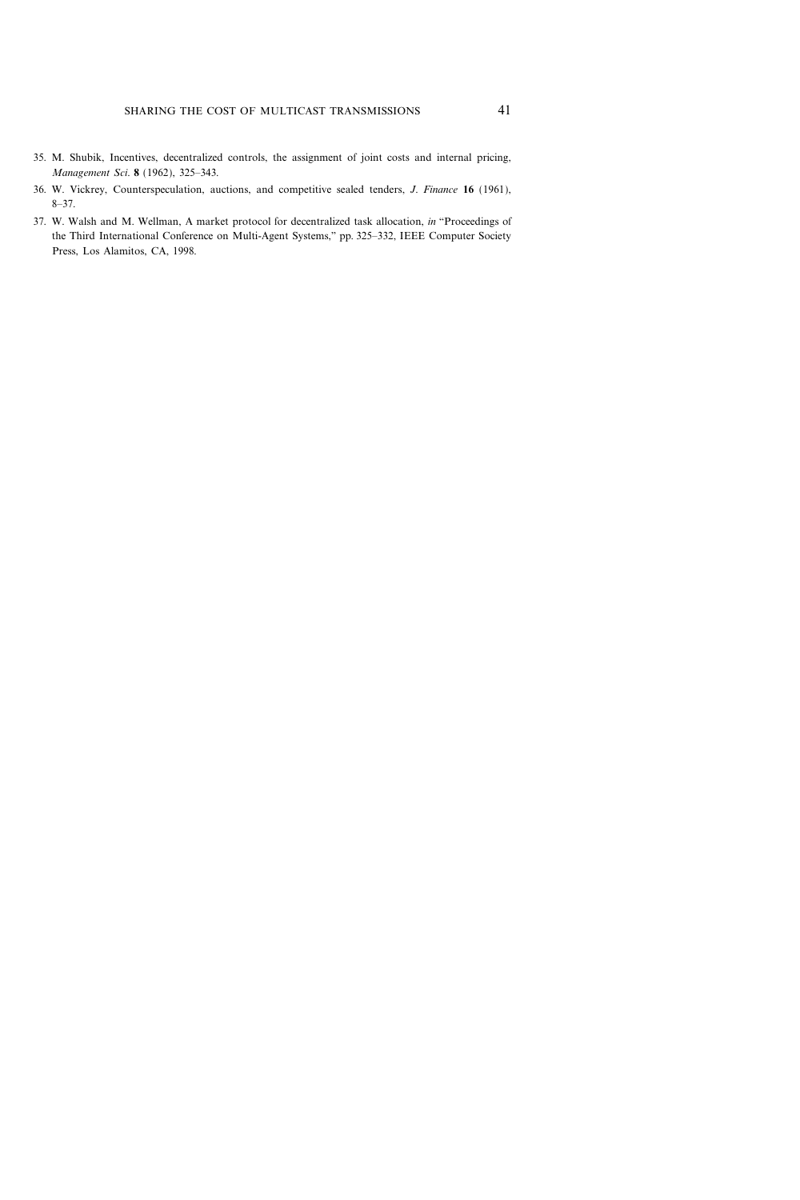35. M. Shubik, Incentives, decentralized controls, the assignment of joint costs and internal pricing, *Management Sci.* **8** (1962), 325–343.

36. W. Vickrey, Counterspeculation, auctions, and competitive sealed tenders, *J. Finance* **16** (1961), 8–37.

37. W. Walsh and M. Wellman, A market protocol for decentralized task allocation, *in* "Proceedings of the Third International Conference on Multi-Agent Systems," pp. 325–332, IEEE Computer Society Press, Los Alamitos, CA, 1998.